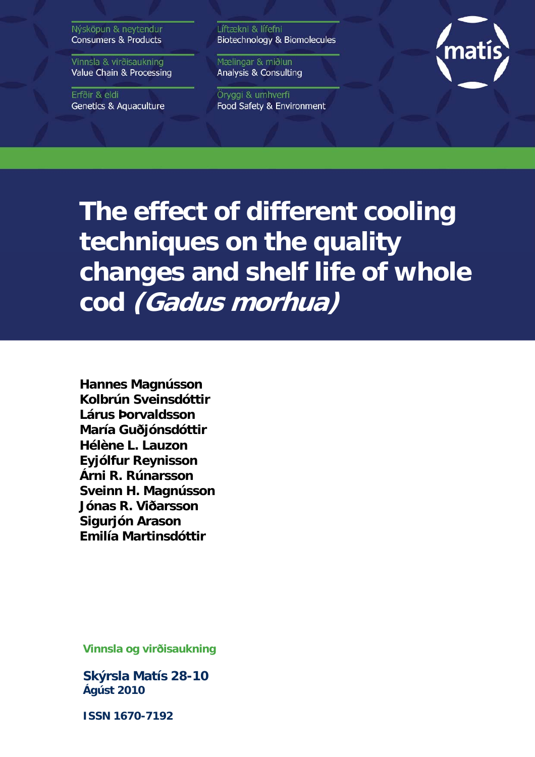Nýsköpun & neytendur
Consumers & Products

Vinnsla & virðisaukning
Value Chain & Processing

Erfðir & eldi
Genetics & Aquaculture

Líftækni & lífefni
Biotechnology & Biomolecules

Mælingar & miðlun
Analysis & Consulting

Öryggi & umhverfi
Food Safety & Environment

matís

# The effect of different cooling techniques on the quality changes and shelf life of whole cod *(Gadus morhua)*

**Hannes Magnússon**
**Kolbrún Sveinsdóttir**
**Lárus Þorvaldsson**
**María Guðjónsdóttir**
**Hélène L. Lauzon**
**Eyjólfur Reynisson**
**Árni R. Rúnarsson**
**Sveinn H. Magnússon**
**Jónas R. Viðarsson**
**Sigurjón Arason**
**Emilía Martinsdóttir**

**Vinnsla og virðisaukning**

**Skýrsla Matís 28-10**
**Ágúst 2010**

**ISSN 1670-7192**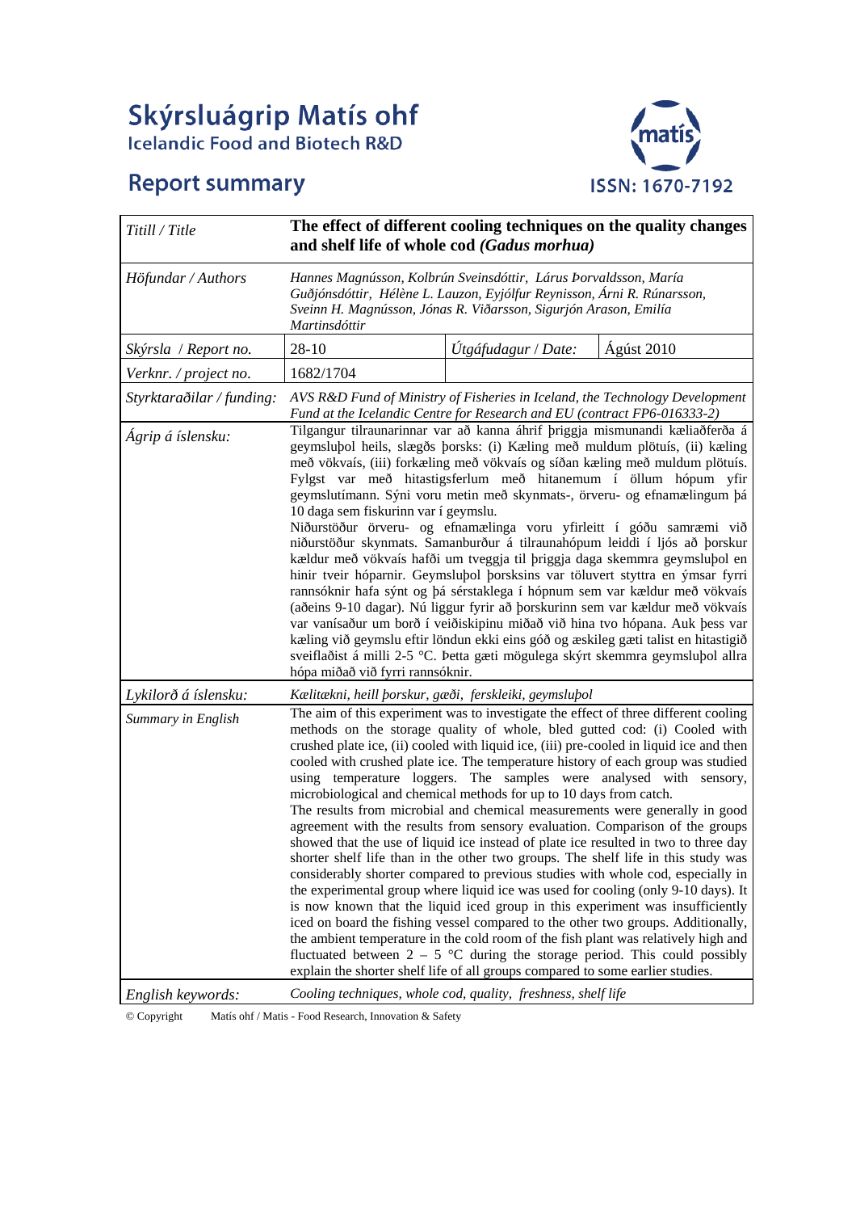# Skýrsluágrip Matís ohf

Icelandic Food and Biotech R&D

## Report summary

ISSN: 1670-7192

| | | | |
|---|---|---|---|
| *Titill / Title* | **The effect of different cooling techniques on the quality changes and shelf life of whole cod *(Gadus morhua)*** | | |
| *Höfundar / Authors* | *Hannes Magnússon, Kolbrún Sveinsdóttir, Lárus Þorvaldsson, María Guðjónsdóttir, Hélène L. Lauzon, Eyjólfur Reynisson, Árni R. Rúnarsson, Sveinn H. Magnússon, Jónas R. Viðarsson, Sigurjón Arason, Emilía Martinsdóttir* | | |
| *Skýrsla / Report no.* | 28-10 | *Útgáfudagur / Date:* | Ágúst 2010 |
| *Verknr. / project no.* | 1682/1704 | | |
| *Styrktaraðilar / funding:* | *AVS R&D Fund of Ministry of Fisheries in Iceland, the Technology Development Fund at the Icelandic Centre for Research and EU (contract FP6-016333-2)* | | |
| *Ágrip á íslensku:* | Tilgangur tilraunarinnar var að kanna áhrif þriggja mismunandi kæliaðferða á geymsluþol heils, slægðs þorsks: (i) Kæling með muldum plötuís, (ii) kæling með vökvaís, (iii) forkæling með vökvaís og síðan kæling með muldum plötuís. Fylgst var með hitastigsferlum með hitanemum í öllum hópum yfir geymslutímann. Sýni voru metin með skynmats-, örveru- og efnamælingum þá 10 daga sem fiskurinn var í geymslu.<br>Niðurstöður örveru- og efnamælinga voru yfirleitt í góðu samræmi við niðurstöður skynmats. Samanburður á tilraunahópum leiddi í ljós að þorskur kældur með vökvaís hafði um tveggja til þriggja daga skemmra geymsluþol en hinir tveir hóparnir. Geymsluþol þorsksins var töluvert styttra en ýmsar fyrri rannsóknir hafa sýnt og þá sérstaklega í hópnum sem var kældur með vökvaís (aðeins 9-10 dagar). Nú liggur fyrir að þorskurinn sem var kældur með vökvaís var vanísaður um borð í veiðiskipinu miðað við hina tvo hópana. Auk þess var kæling við geymslu eftir löndun ekki eins góð og æskileg gæti talist en hitastigið sveiflaðist á milli 2-5 °C. Þetta gæti mögulega skýrt skemmra geymsluþol allra hópa miðað við fyrri rannsóknir. | | |
| *Lykilorð á íslensku:* | *Kælitækni, heill þorskur, gæði, ferskleiki, geymsluþol* | | |
| *Summary in English* | The aim of this experiment was to investigate the effect of three different cooling methods on the storage quality of whole, bled gutted cod: (i) Cooled with crushed plate ice, (ii) cooled with liquid ice, (iii) pre-cooled in liquid ice and then cooled with crushed plate ice. The temperature history of each group was studied using temperature loggers. The samples were analysed with sensory, microbiological and chemical methods for up to 10 days from catch.<br>The results from microbial and chemical measurements were generally in good agreement with the results from sensory evaluation. Comparison of the groups showed that the use of liquid ice instead of plate ice resulted in two to three day shorter shelf life than in the other two groups. The shelf life in this study was considerably shorter compared to previous studies with whole cod, especially in the experimental group where liquid ice was used for cooling (only 9-10 days). It is now known that the liquid iced group in this experiment was insufficiently iced on board the fishing vessel compared to the other two groups. Additionally, the ambient temperature in the cold room of the fish plant was relatively high and fluctuated between 2 – 5 °C during the storage period. This could possibly explain the shorter shelf life of all groups compared to some earlier studies. | | |
| *English keywords:* | *Cooling techniques, whole cod, quality, freshness, shelf life* | | |

© Copyright Matís ohf / Matis - Food Research, Innovation & Safety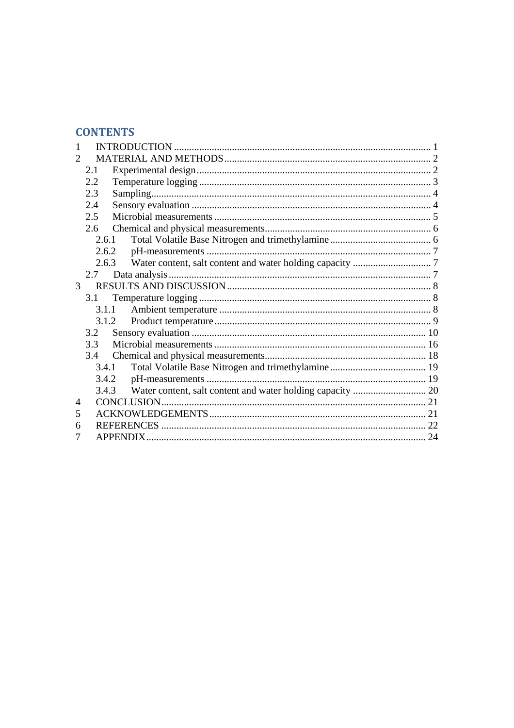# CONTENTS

1 INTRODUCTION ..................................................................................................... 1
2 MATERIAL AND METHODS ................................................................................ 2
  2.1 Experimental design ............................................................................................ 2
  2.2 Temperature logging ........................................................................................... 3
  2.3 Sampling ............................................................................................................. 4
  2.4 Sensory evaluation .............................................................................................. 4
  2.5 Microbial measurements ..................................................................................... 5
  2.6 Chemical and physical measurements ................................................................. 6
    2.6.1 Total Volatile Base Nitrogen and trimethylamine ........................................ 6
    2.6.2 pH-measurements ........................................................................................ 7
    2.6.3 Water content, salt content and water holding capacity ............................... 7
  2.7 Data analysis ....................................................................................................... 7
3 RESULTS AND DISCUSSION ................................................................................ 8
  3.1 Temperature logging ........................................................................................... 8
    3.1.1 Ambient temperature ................................................................................... 8
    3.1.2 Product temperature ..................................................................................... 9
  3.2 Sensory evaluation ............................................................................................ 10
  3.3 Microbial measurements ................................................................................... 16
  3.4 Chemical and physical measurements ............................................................... 18
    3.4.1 Total Volatile Base Nitrogen and trimethylamine ...................................... 19
    3.4.2 pH-measurements ...................................................................................... 19
    3.4.3 Water content, salt content and water holding capacity ............................. 20
4 CONCLUSION ....................................................................................................... 21
5 ACKNOWLEDGEMENTS ..................................................................................... 21
6 REFERENCES ........................................................................................................ 22
7 APPENDIX .............................................................................................................. 24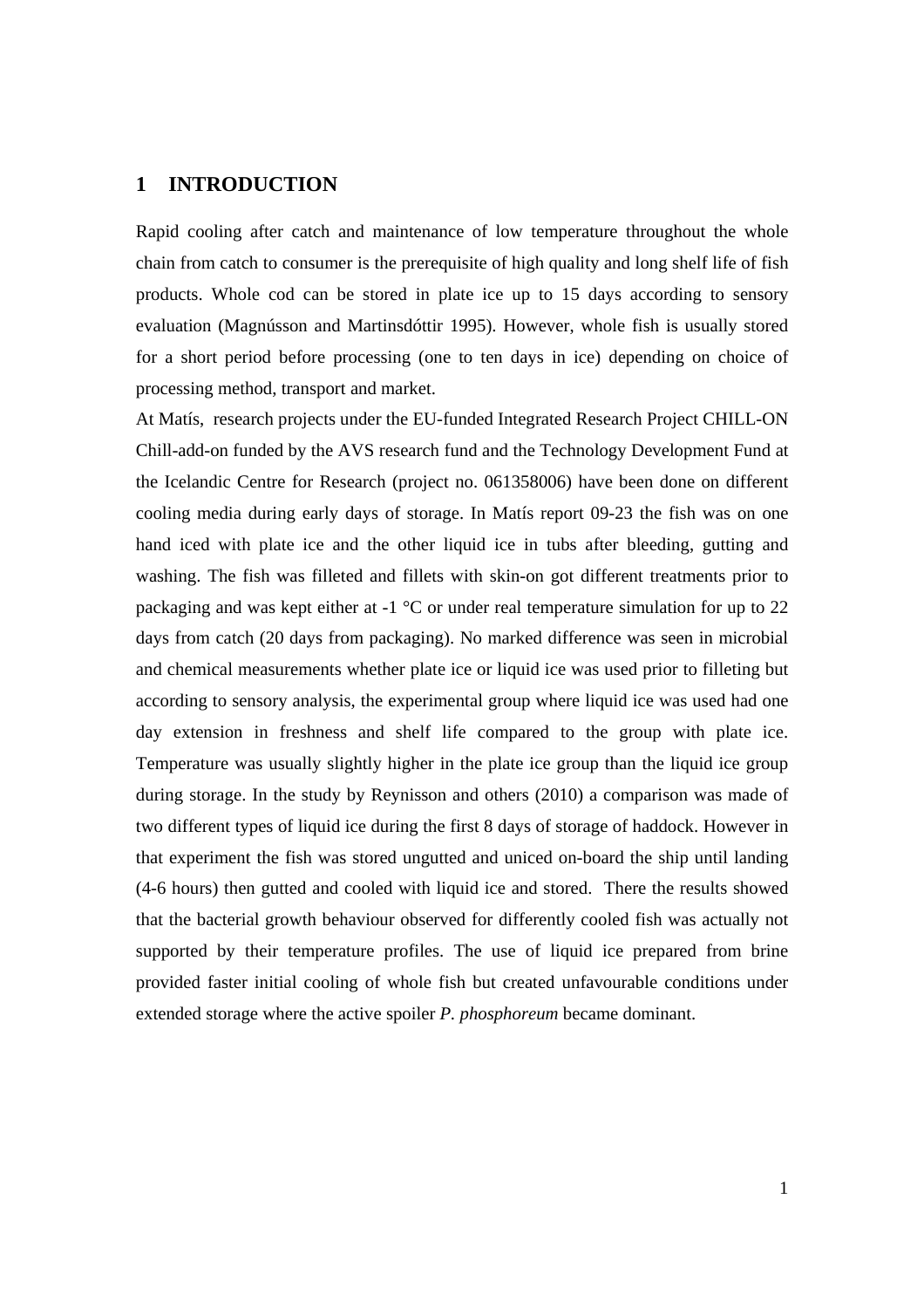# 1 INTRODUCTION

Rapid cooling after catch and maintenance of low temperature throughout the whole chain from catch to consumer is the prerequisite of high quality and long shelf life of fish products. Whole cod can be stored in plate ice up to 15 days according to sensory evaluation (Magnússon and Martinsdóttir 1995). However, whole fish is usually stored for a short period before processing (one to ten days in ice) depending on choice of processing method, transport and market.

At Matís, research projects under the EU-funded Integrated Research Project CHILL-ON Chill-add-on funded by the AVS research fund and the Technology Development Fund at the Icelandic Centre for Research (project no. 061358006) have been done on different cooling media during early days of storage. In Matís report 09-23 the fish was on one hand iced with plate ice and the other liquid ice in tubs after bleeding, gutting and washing. The fish was filleted and fillets with skin-on got different treatments prior to packaging and was kept either at -1 °C or under real temperature simulation for up to 22 days from catch (20 days from packaging). No marked difference was seen in microbial and chemical measurements whether plate ice or liquid ice was used prior to filleting but according to sensory analysis, the experimental group where liquid ice was used had one day extension in freshness and shelf life compared to the group with plate ice. Temperature was usually slightly higher in the plate ice group than the liquid ice group during storage. In the study by Reynisson and others (2010) a comparison was made of two different types of liquid ice during the first 8 days of storage of haddock. However in that experiment the fish was stored ungutted and uniced on-board the ship until landing (4-6 hours) then gutted and cooled with liquid ice and stored. There the results showed that the bacterial growth behaviour observed for differently cooled fish was actually not supported by their temperature profiles. The use of liquid ice prepared from brine provided faster initial cooling of whole fish but created unfavourable conditions under extended storage where the active spoiler *P. phosphoreum* became dominant.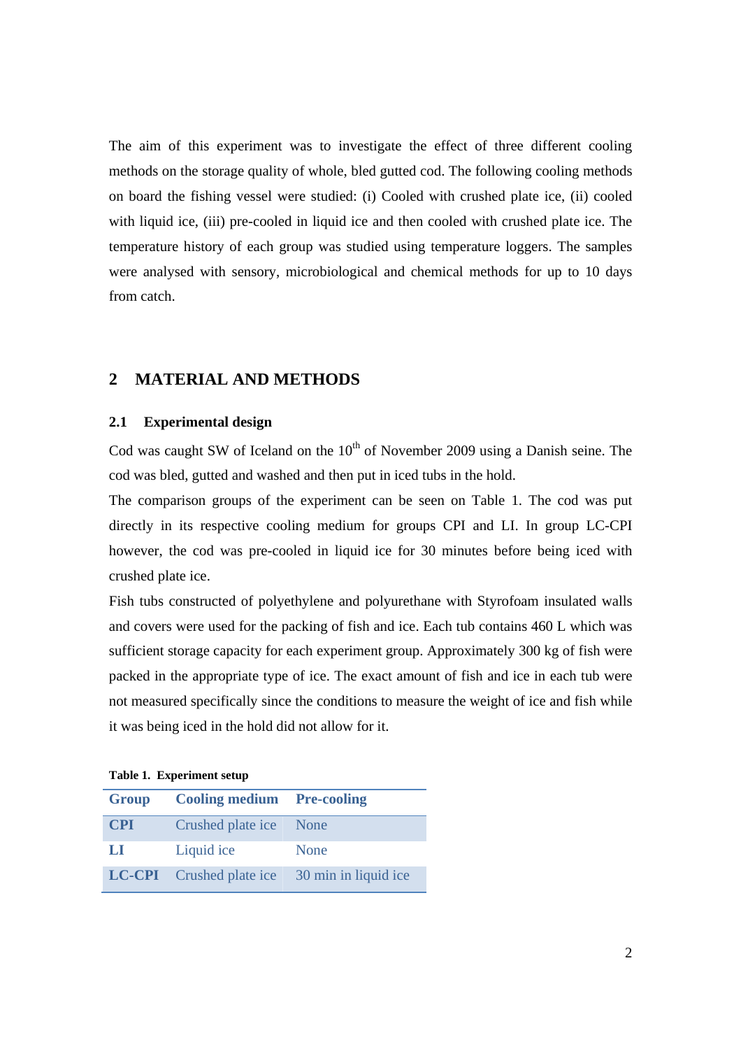The aim of this experiment was to investigate the effect of three different cooling methods on the storage quality of whole, bled gutted cod. The following cooling methods on board the fishing vessel were studied: (i) Cooled with crushed plate ice, (ii) cooled with liquid ice, (iii) pre-cooled in liquid ice and then cooled with crushed plate ice. The temperature history of each group was studied using temperature loggers. The samples were analysed with sensory, microbiological and chemical methods for up to 10 days from catch.

# 2 MATERIAL AND METHODS

## 2.1 Experimental design

Cod was caught SW of Iceland on the 10$^{th}$ of November 2009 using a Danish seine. The cod was bled, gutted and washed and then put in iced tubs in the hold.

The comparison groups of the experiment can be seen on Table 1. The cod was put directly in its respective cooling medium for groups CPI and LI. In group LC-CPI however, the cod was pre-cooled in liquid ice for 30 minutes before being iced with crushed plate ice.

Fish tubs constructed of polyethylene and polyurethane with Styrofoam insulated walls and covers were used for the packing of fish and ice. Each tub contains 460 L which was sufficient storage capacity for each experiment group. Approximately 300 kg of fish were packed in the appropriate type of ice. The exact amount of fish and ice in each tub were not measured specifically since the conditions to measure the weight of ice and fish while it was being iced in the hold did not allow for it.

**Table 1. Experiment setup**

| Group | Cooling medium | Pre-cooling |
| --- | --- | --- |
| **CPI** | Crushed plate ice | None |
| **LI** | Liquid ice | None |
| **LC-CPI** | Crushed plate ice | 30 min in liquid ice |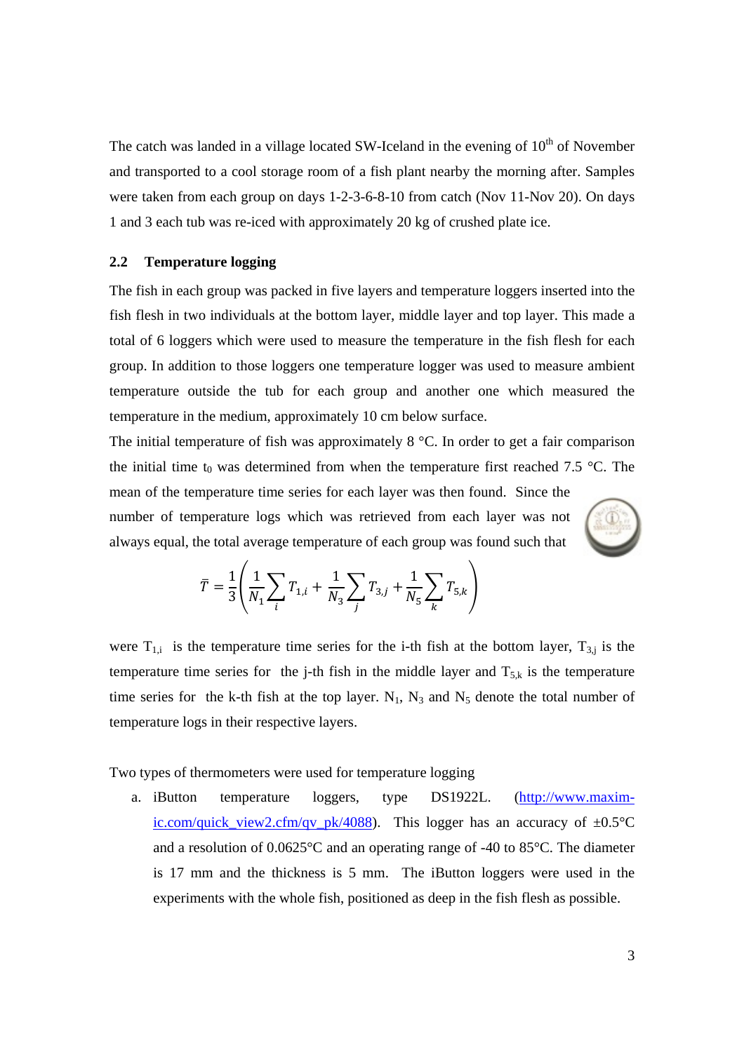The catch was landed in a village located SW-Iceland in the evening of $10^{th}$ of November and transported to a cool storage room of a fish plant nearby the morning after. Samples were taken from each group on days 1-2-3-6-8-10 from catch (Nov 11-Nov 20). On days 1 and 3 each tub was re-iced with approximately 20 kg of crushed plate ice.

### 2.2 Temperature logging

The fish in each group was packed in five layers and temperature loggers inserted into the fish flesh in two individuals at the bottom layer, middle layer and top layer. This made a total of 6 loggers which were used to measure the temperature in the fish flesh for each group. In addition to those loggers one temperature logger was used to measure ambient temperature outside the tub for each group and another one which measured the temperature in the medium, approximately 10 cm below surface.

The initial temperature of fish was approximately 8 °C. In order to get a fair comparison the initial time $t_0$ was determined from when the temperature first reached 7.5 °C. The mean of the temperature time series for each layer was then found. Since the number of temperature logs which was retrieved from each layer was not always equal, the total average temperature of each group was found such that

$$\bar{T} = \frac{1}{3}\left(\frac{1}{N_1}\sum_{i} T_{1,i} + \frac{1}{N_3}\sum_{j} T_{3,j} + \frac{1}{N_5}\sum_{k} T_{5,k}\right)$$

were $T_{1,i}$ is the temperature time series for the i-th fish at the bottom layer, $T_{3,j}$ is the temperature time series for the j-th fish in the middle layer and $T_{5,k}$ is the temperature time series for the k-th fish at the top layer. $N_1$, $N_3$ and $N_5$ denote the total number of temperature logs in their respective layers.

Two types of thermometers were used for temperature logging

a. iButton temperature loggers, type DS1922L. (http://www.maxim-ic.com/quick_view2.cfm/qv_pk/4088). This logger has an accuracy of ±0.5°C and a resolution of 0.0625°C and an operating range of -40 to 85°C. The diameter is 17 mm and the thickness is 5 mm. The iButton loggers were used in the experiments with the whole fish, positioned as deep in the fish flesh as possible.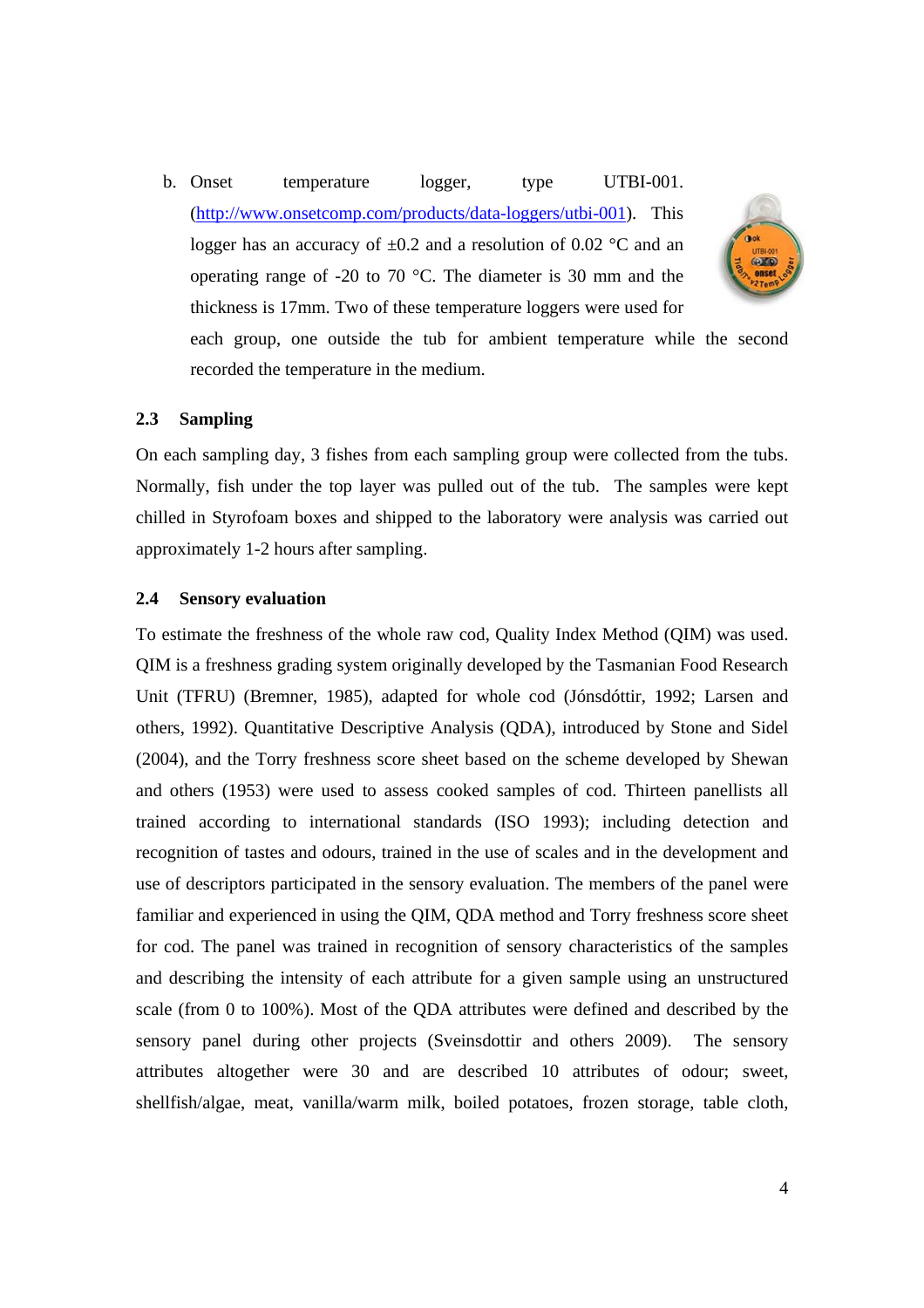b. Onset temperature logger, type UTBI-001. (http://www.onsetcomp.com/products/data-loggers/utbi-001). This logger has an accuracy of ±0.2 and a resolution of 0.02 °C and an operating range of -20 to 70 °C. The diameter is 30 mm and the thickness is 17mm. Two of these temperature loggers were used for each group, one outside the tub for ambient temperature while the second recorded the temperature in the medium.

### 2.3 Sampling

On each sampling day, 3 fishes from each sampling group were collected from the tubs. Normally, fish under the top layer was pulled out of the tub. The samples were kept chilled in Styrofoam boxes and shipped to the laboratory were analysis was carried out approximately 1-2 hours after sampling.

### 2.4 Sensory evaluation

To estimate the freshness of the whole raw cod, Quality Index Method (QIM) was used. QIM is a freshness grading system originally developed by the Tasmanian Food Research Unit (TFRU) (Bremner, 1985), adapted for whole cod (Jónsdóttir, 1992; Larsen and others, 1992). Quantitative Descriptive Analysis (QDA), introduced by Stone and Sidel (2004), and the Torry freshness score sheet based on the scheme developed by Shewan and others (1953) were used to assess cooked samples of cod. Thirteen panellists all trained according to international standards (ISO 1993); including detection and recognition of tastes and odours, trained in the use of scales and in the development and use of descriptors participated in the sensory evaluation. The members of the panel were familiar and experienced in using the QIM, QDA method and Torry freshness score sheet for cod. The panel was trained in recognition of sensory characteristics of the samples and describing the intensity of each attribute for a given sample using an unstructured scale (from 0 to 100%). Most of the QDA attributes were defined and described by the sensory panel during other projects (Sveinsdottir and others 2009). The sensory attributes altogether were 30 and are described 10 attributes of odour; sweet, shellfish/algae, meat, vanilla/warm milk, boiled potatoes, frozen storage, table cloth,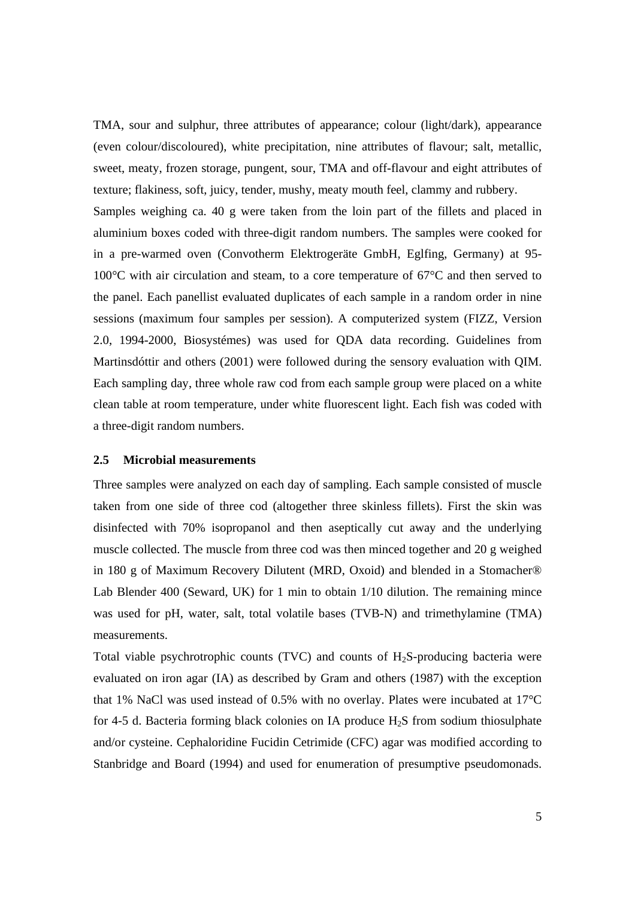TMA, sour and sulphur, three attributes of appearance; colour (light/dark), appearance (even colour/discoloured), white precipitation, nine attributes of flavour; salt, metallic, sweet, meaty, frozen storage, pungent, sour, TMA and off-flavour and eight attributes of texture; flakiness, soft, juicy, tender, mushy, meaty mouth feel, clammy and rubbery.

Samples weighing ca. 40 g were taken from the loin part of the fillets and placed in aluminium boxes coded with three-digit random numbers. The samples were cooked for in a pre-warmed oven (Convotherm Elektrogeräte GmbH, Eglfing, Germany) at 95-100°C with air circulation and steam, to a core temperature of 67°C and then served to the panel. Each panellist evaluated duplicates of each sample in a random order in nine sessions (maximum four samples per session). A computerized system (FIZZ, Version 2.0, 1994-2000, Biosystémes) was used for QDA data recording. Guidelines from Martinsdóttir and others (2001) were followed during the sensory evaluation with QIM. Each sampling day, three whole raw cod from each sample group were placed on a white clean table at room temperature, under white fluorescent light. Each fish was coded with a three-digit random numbers.

### 2.5 Microbial measurements

Three samples were analyzed on each day of sampling. Each sample consisted of muscle taken from one side of three cod (altogether three skinless fillets). First the skin was disinfected with 70% isopropanol and then aseptically cut away and the underlying muscle collected. The muscle from three cod was then minced together and 20 g weighed in 180 g of Maximum Recovery Dilutent (MRD, Oxoid) and blended in a Stomacher® Lab Blender 400 (Seward, UK) for 1 min to obtain 1/10 dilution. The remaining mince was used for pH, water, salt, total volatile bases (TVB-N) and trimethylamine (TMA) measurements.

Total viable psychrotrophic counts (TVC) and counts of $H_2S$-producing bacteria were evaluated on iron agar (IA) as described by Gram and others (1987) with the exception that 1% NaCl was used instead of 0.5% with no overlay. Plates were incubated at 17°C for 4-5 d. Bacteria forming black colonies on IA produce $H_2S$ from sodium thiosulphate and/or cysteine. Cephaloridine Fucidin Cetrimide (CFC) agar was modified according to Stanbridge and Board (1994) and used for enumeration of presumptive pseudomonads.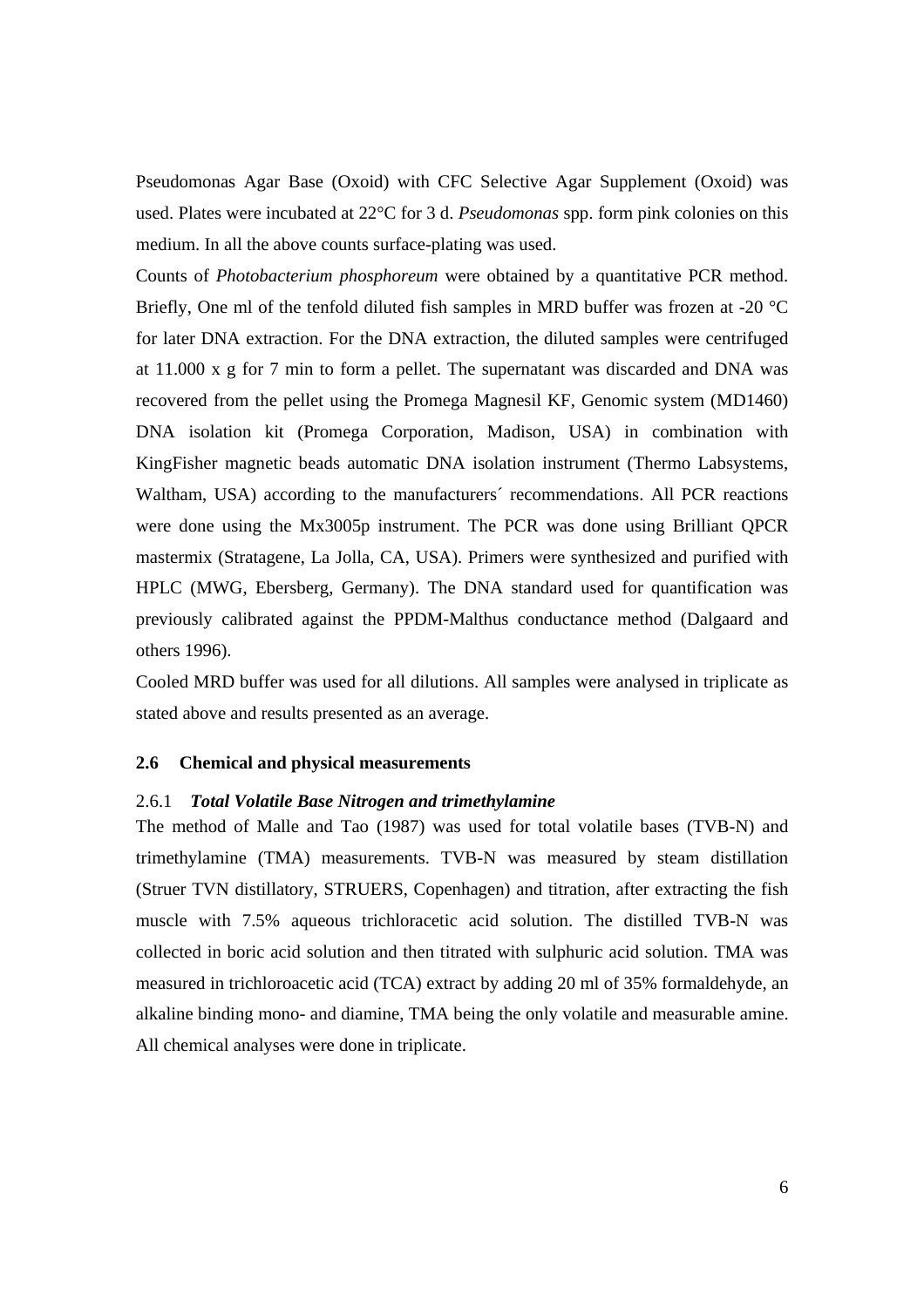Pseudomonas Agar Base (Oxoid) with CFC Selective Agar Supplement (Oxoid) was used. Plates were incubated at 22°C for 3 d. *Pseudomonas* spp. form pink colonies on this medium. In all the above counts surface-plating was used.

Counts of *Photobacterium phosphoreum* were obtained by a quantitative PCR method. Briefly, One ml of the tenfold diluted fish samples in MRD buffer was frozen at -20 °C for later DNA extraction. For the DNA extraction, the diluted samples were centrifuged at 11.000 x g for 7 min to form a pellet. The supernatant was discarded and DNA was recovered from the pellet using the Promega Magnesil KF, Genomic system (MD1460) DNA isolation kit (Promega Corporation, Madison, USA) in combination with KingFisher magnetic beads automatic DNA isolation instrument (Thermo Labsystems, Waltham, USA) according to the manufacturers´ recommendations. All PCR reactions were done using the Mx3005p instrument. The PCR was done using Brilliant QPCR mastermix (Stratagene, La Jolla, CA, USA). Primers were synthesized and purified with HPLC (MWG, Ebersberg, Germany). The DNA standard used for quantification was previously calibrated against the PPDM-Malthus conductance method (Dalgaard and others 1996).

Cooled MRD buffer was used for all dilutions. All samples were analysed in triplicate as stated above and results presented as an average.

## 2.6 Chemical and physical measurements

### 2.6.1 *Total Volatile Base Nitrogen and trimethylamine*

The method of Malle and Tao (1987) was used for total volatile bases (TVB-N) and trimethylamine (TMA) measurements. TVB-N was measured by steam distillation (Struer TVN distillatory, STRUERS, Copenhagen) and titration, after extracting the fish muscle with 7.5% aqueous trichloracetic acid solution. The distilled TVB-N was collected in boric acid solution and then titrated with sulphuric acid solution. TMA was measured in trichloroacetic acid (TCA) extract by adding 20 ml of 35% formaldehyde, an alkaline binding mono- and diamine, TMA being the only volatile and measurable amine. All chemical analyses were done in triplicate.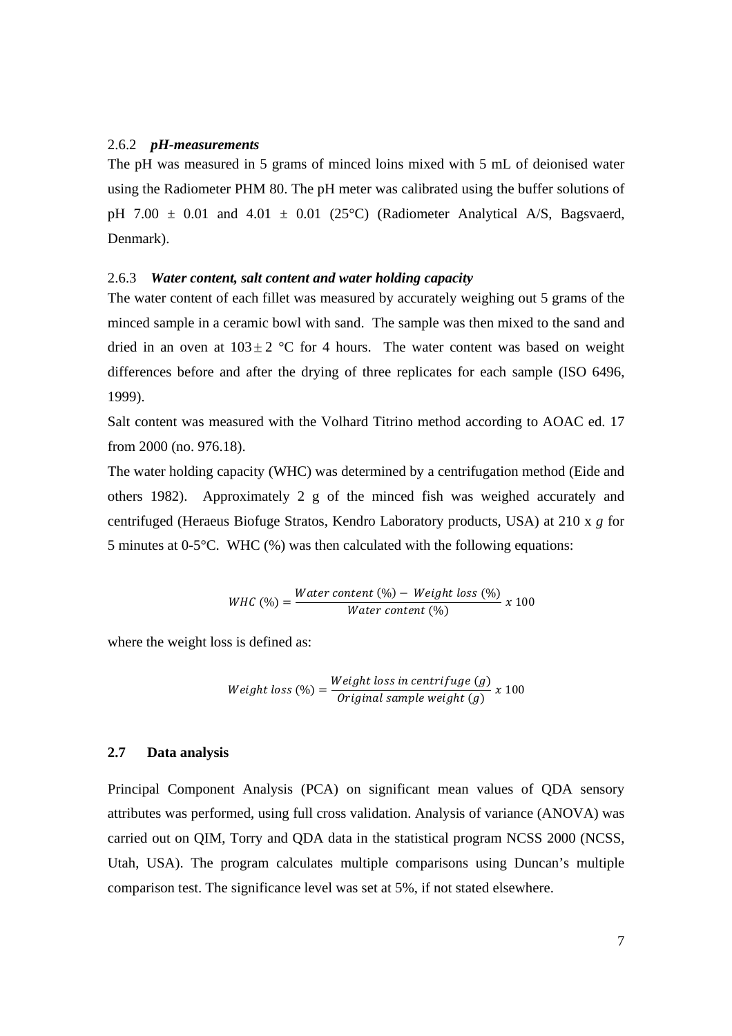### 2.6.2 *pH-measurements*

The pH was measured in 5 grams of minced loins mixed with 5 mL of deionised water using the Radiometer PHM 80. The pH meter was calibrated using the buffer solutions of pH 7.00 ± 0.01 and 4.01 ± 0.01 (25°C) (Radiometer Analytical A/S, Bagsvaerd, Denmark).

### 2.6.3 *Water content, salt content and water holding capacity*

The water content of each fillet was measured by accurately weighing out 5 grams of the minced sample in a ceramic bowl with sand. The sample was then mixed to the sand and dried in an oven at $103 \pm 2$ °C for 4 hours. The water content was based on weight differences before and after the drying of three replicates for each sample (ISO 6496, 1999).

Salt content was measured with the Volhard Titrino method according to AOAC ed. 17 from 2000 (no. 976.18).

The water holding capacity (WHC) was determined by a centrifugation method (Eide and others 1982). Approximately 2 g of the minced fish was weighed accurately and centrifuged (Heraeus Biofuge Stratos, Kendro Laboratory products, USA) at 210 x *g* for 5 minutes at 0-5°C. WHC (%) was then calculated with the following equations:

$$WHC\ (\%) = \frac{Water\ content\ (\%) - \ Weight\ loss\ (\%)}{Water\ content\ (\%)}\ x\ 100$$

where the weight loss is defined as:

$$Weight\ loss\ (\%) = \frac{Weight\ loss\ in\ centrifuge\ (g)}{Original\ sample\ weight\ (g)}\ x\ 100$$

## 2.7 Data analysis

Principal Component Analysis (PCA) on significant mean values of QDA sensory attributes was performed, using full cross validation. Analysis of variance (ANOVA) was carried out on QIM, Torry and QDA data in the statistical program NCSS 2000 (NCSS, Utah, USA). The program calculates multiple comparisons using Duncan's multiple comparison test. The significance level was set at 5%, if not stated elsewhere.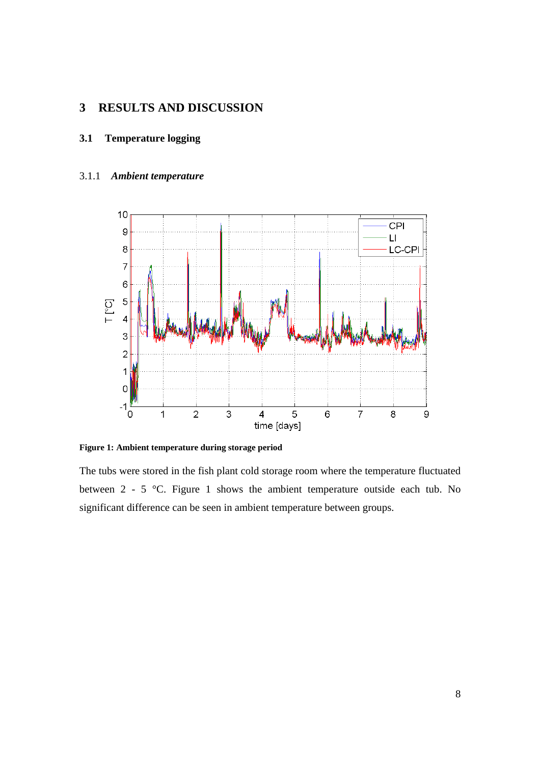# 3 RESULTS AND DISCUSSION

## 3.1 Temperature logging

### 3.1.1 *Ambient temperature*

**Figure 1: Ambient temperature during storage period**

The tubs were stored in the fish plant cold storage room where the temperature fluctuated between 2 - 5 °C. Figure 1 shows the ambient temperature outside each tub. No significant difference can be seen in ambient temperature between groups.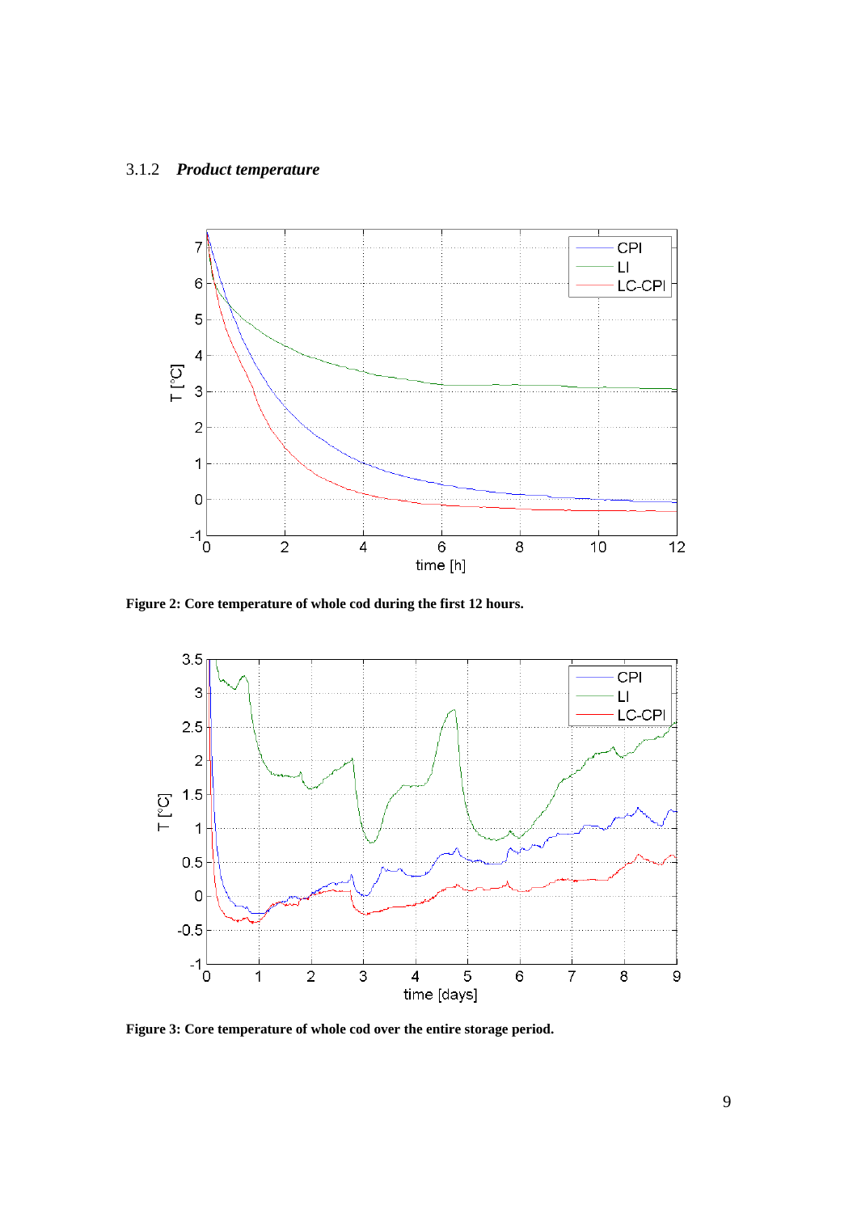### 3.1.2 *Product temperature*

**Figure 2: Core temperature of whole cod during the first 12 hours.**

**Figure 3: Core temperature of whole cod over the entire storage period.**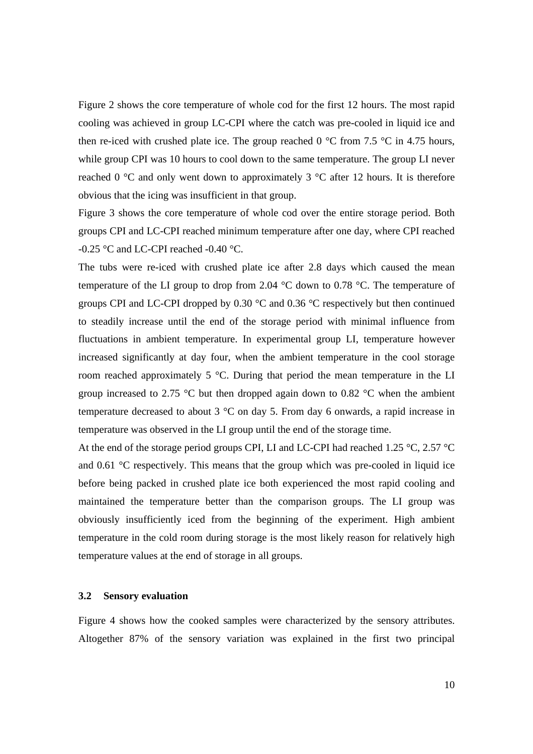Figure 2 shows the core temperature of whole cod for the first 12 hours. The most rapid cooling was achieved in group LC-CPI where the catch was pre-cooled in liquid ice and then re-iced with crushed plate ice. The group reached 0 °C from 7.5 °C in 4.75 hours, while group CPI was 10 hours to cool down to the same temperature. The group LI never reached 0 °C and only went down to approximately 3 °C after 12 hours. It is therefore obvious that the icing was insufficient in that group.

Figure 3 shows the core temperature of whole cod over the entire storage period. Both groups CPI and LC-CPI reached minimum temperature after one day, where CPI reached -0.25 °C and LC-CPI reached -0.40 °C.

The tubs were re-iced with crushed plate ice after 2.8 days which caused the mean temperature of the LI group to drop from 2.04 °C down to 0.78 °C. The temperature of groups CPI and LC-CPI dropped by 0.30 °C and 0.36 °C respectively but then continued to steadily increase until the end of the storage period with minimal influence from fluctuations in ambient temperature. In experimental group LI, temperature however increased significantly at day four, when the ambient temperature in the cool storage room reached approximately 5 °C. During that period the mean temperature in the LI group increased to 2.75 °C but then dropped again down to 0.82 °C when the ambient temperature decreased to about 3 °C on day 5. From day 6 onwards, a rapid increase in temperature was observed in the LI group until the end of the storage time.

At the end of the storage period groups CPI, LI and LC-CPI had reached 1.25 °C, 2.57 °C and 0.61 °C respectively. This means that the group which was pre-cooled in liquid ice before being packed in crushed plate ice both experienced the most rapid cooling and maintained the temperature better than the comparison groups. The LI group was obviously insufficiently iced from the beginning of the experiment. High ambient temperature in the cold room during storage is the most likely reason for relatively high temperature values at the end of storage in all groups.

### 3.2 Sensory evaluation

Figure 4 shows how the cooked samples were characterized by the sensory attributes. Altogether 87% of the sensory variation was explained in the first two principal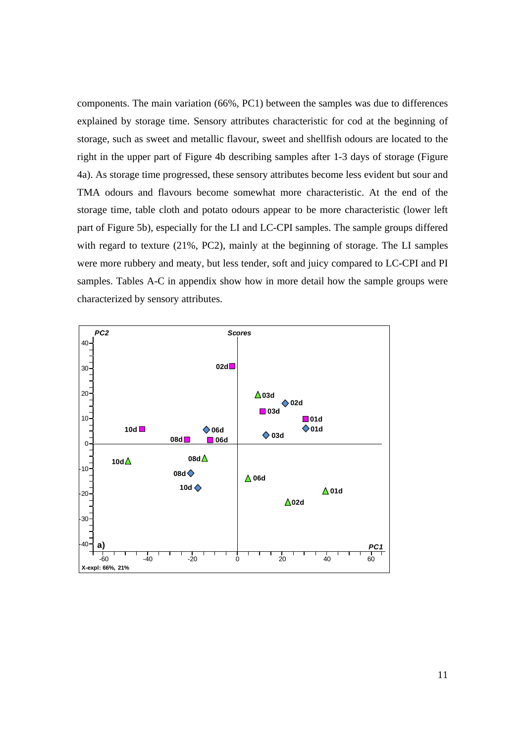components. The main variation (66%, PC1) between the samples was due to differences explained by storage time. Sensory attributes characteristic for cod at the beginning of storage, such as sweet and metallic flavour, sweet and shellfish odours are located to the right in the upper part of Figure 4b describing samples after 1-3 days of storage (Figure 4a). As storage time progressed, these sensory attributes become less evident but sour and TMA odours and flavours become somewhat more characteristic. At the end of the storage time, table cloth and potato odours appear to be more characteristic (lower left part of Figure 5b), especially for the LI and LC-CPI samples. The sample groups differed with regard to texture (21%, PC2), mainly at the beginning of storage. The LI samples were more rubbery and meaty, but less tender, soft and juicy compared to LC-CPI and PI samples. Tables A-C in appendix show how in more detail how the sample groups were characterized by sensory attributes.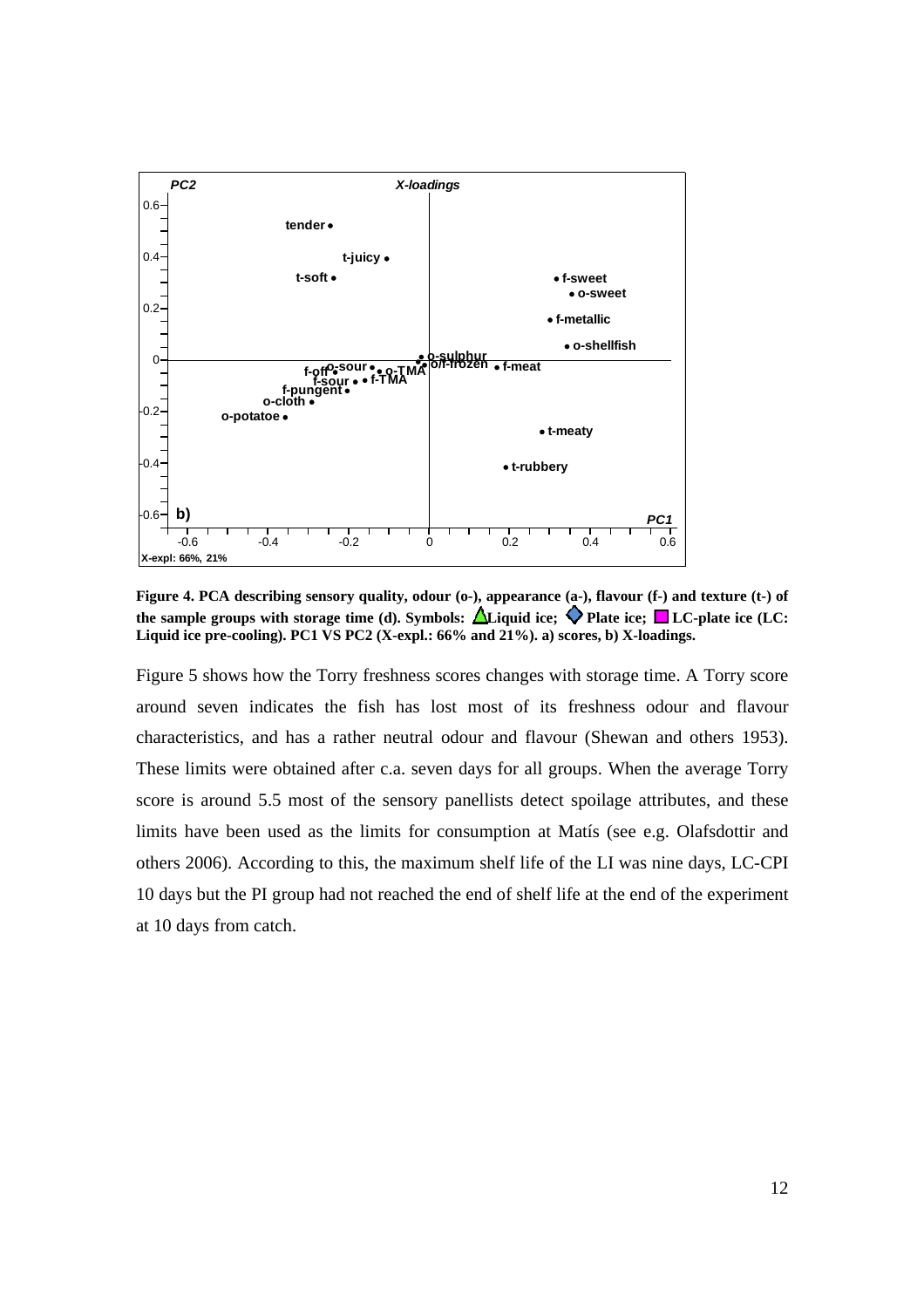**Figure 4. PCA describing sensory quality, odour (o-), appearance (a-), flavour (f-) and texture (t-) of the sample groups with storage time (d). Symbols: Liquid ice; Plate ice; LC-plate ice (LC: Liquid ice pre-cooling). PC1 VS PC2 (X-expl.: 66% and 21%). a) scores, b) X-loadings.**

Figure 5 shows how the Torry freshness scores changes with storage time. A Torry score around seven indicates the fish has lost most of its freshness odour and flavour characteristics, and has a rather neutral odour and flavour (Shewan and others 1953). These limits were obtained after c.a. seven days for all groups. When the average Torry score is around 5.5 most of the sensory panellists detect spoilage attributes, and these limits have been used as the limits for consumption at Matís (see e.g. Olafsdottir and others 2006). According to this, the maximum shelf life of the LI was nine days, LC-CPI 10 days but the PI group had not reached the end of shelf life at the end of the experiment at 10 days from catch.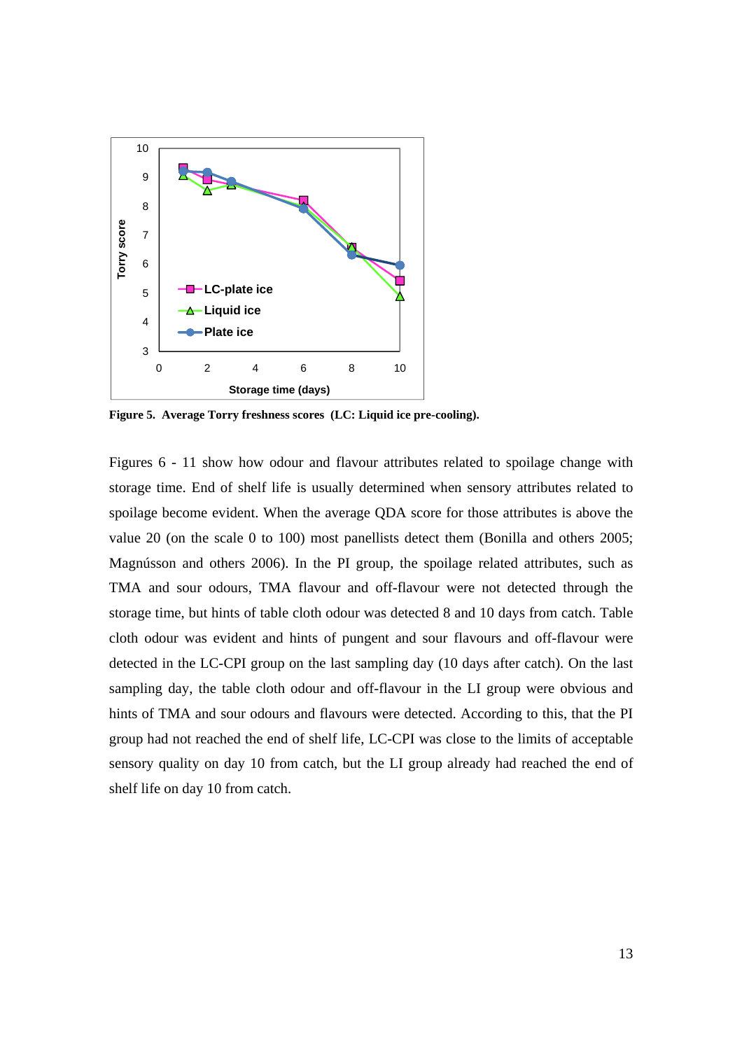Figure 5. Average Torry freshness scores (LC: Liquid ice pre-cooling).

Figures 6 - 11 show how odour and flavour attributes related to spoilage change with storage time. End of shelf life is usually determined when sensory attributes related to spoilage become evident. When the average QDA score for those attributes is above the value 20 (on the scale 0 to 100) most panellists detect them (Bonilla and others 2005; Magnússon and others 2006). In the PI group, the spoilage related attributes, such as TMA and sour odours, TMA flavour and off-flavour were not detected through the storage time, but hints of table cloth odour was detected 8 and 10 days from catch. Table cloth odour was evident and hints of pungent and sour flavours and off-flavour were detected in the LC-CPI group on the last sampling day (10 days after catch). On the last sampling day, the table cloth odour and off-flavour in the LI group were obvious and hints of TMA and sour odours and flavours were detected. According to this, that the PI group had not reached the end of shelf life, LC-CPI was close to the limits of acceptable sensory quality on day 10 from catch, but the LI group already had reached the end of shelf life on day 10 from catch.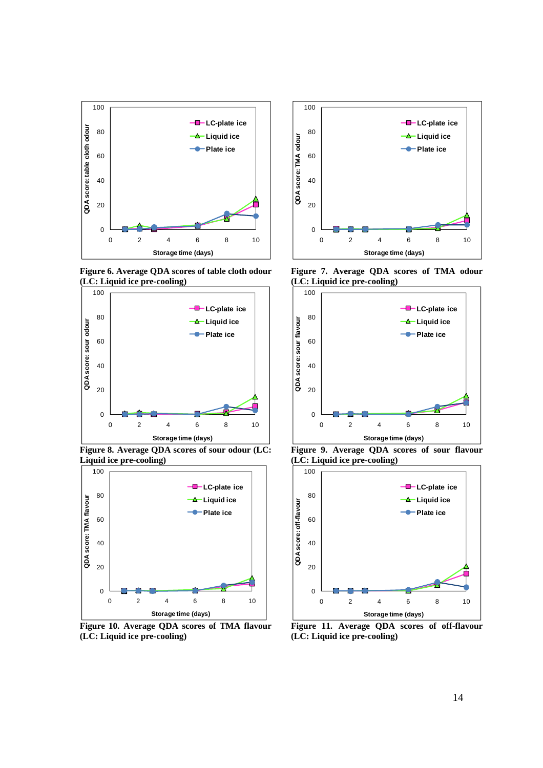Figure 6. Average QDA scores of table cloth odour (LC: Liquid ice pre-cooling)

Figure 7. Average QDA scores of TMA odour (LC: Liquid ice pre-cooling)

Figure 8. Average QDA scores of sour odour (LC: Liquid ice pre-cooling)

Figure 9. Average QDA scores of sour flavour (LC: Liquid ice pre-cooling)

Figure 10. Average QDA scores of TMA flavour (LC: Liquid ice pre-cooling)

Figure 11. Average QDA scores of off-flavour (LC: Liquid ice pre-cooling)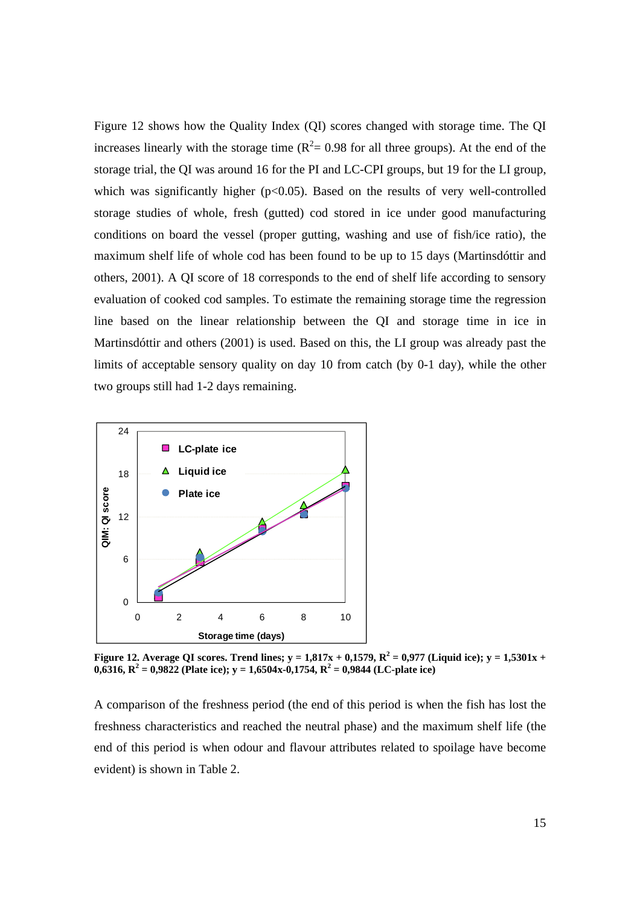Figure 12 shows how the Quality Index (QI) scores changed with storage time. The QI increases linearly with the storage time ($R^2$= 0.98 for all three groups). At the end of the storage trial, the QI was around 16 for the PI and LC-CPI groups, but 19 for the LI group, which was significantly higher ($p<0.05$). Based on the results of very well-controlled storage studies of whole, fresh (gutted) cod stored in ice under good manufacturing conditions on board the vessel (proper gutting, washing and use of fish/ice ratio), the maximum shelf life of whole cod has been found to be up to 15 days (Martinsdóttir and others, 2001). A QI score of 18 corresponds to the end of shelf life according to sensory evaluation of cooked cod samples. To estimate the remaining storage time the regression line based on the linear relationship between the QI and storage time in ice in Martinsdóttir and others (2001) is used. Based on this, the LI group was already past the limits of acceptable sensory quality on day 10 from catch (by 0-1 day), while the other two groups still had 1-2 days remaining.

**Figure 12. Average QI scores. Trend lines; y = 1,817x + 0,1579, $R^2$ = 0,977 (Liquid ice); y = 1,5301x + 0,6316, $R^2$ = 0,9822 (Plate ice); y = 1,6504x-0,1754, $R^2$ = 0,9844 (LC-plate ice)**

A comparison of the freshness period (the end of this period is when the fish has lost the freshness characteristics and reached the neutral phase) and the maximum shelf life (the end of this period is when odour and flavour attributes related to spoilage have become evident) is shown in Table 2.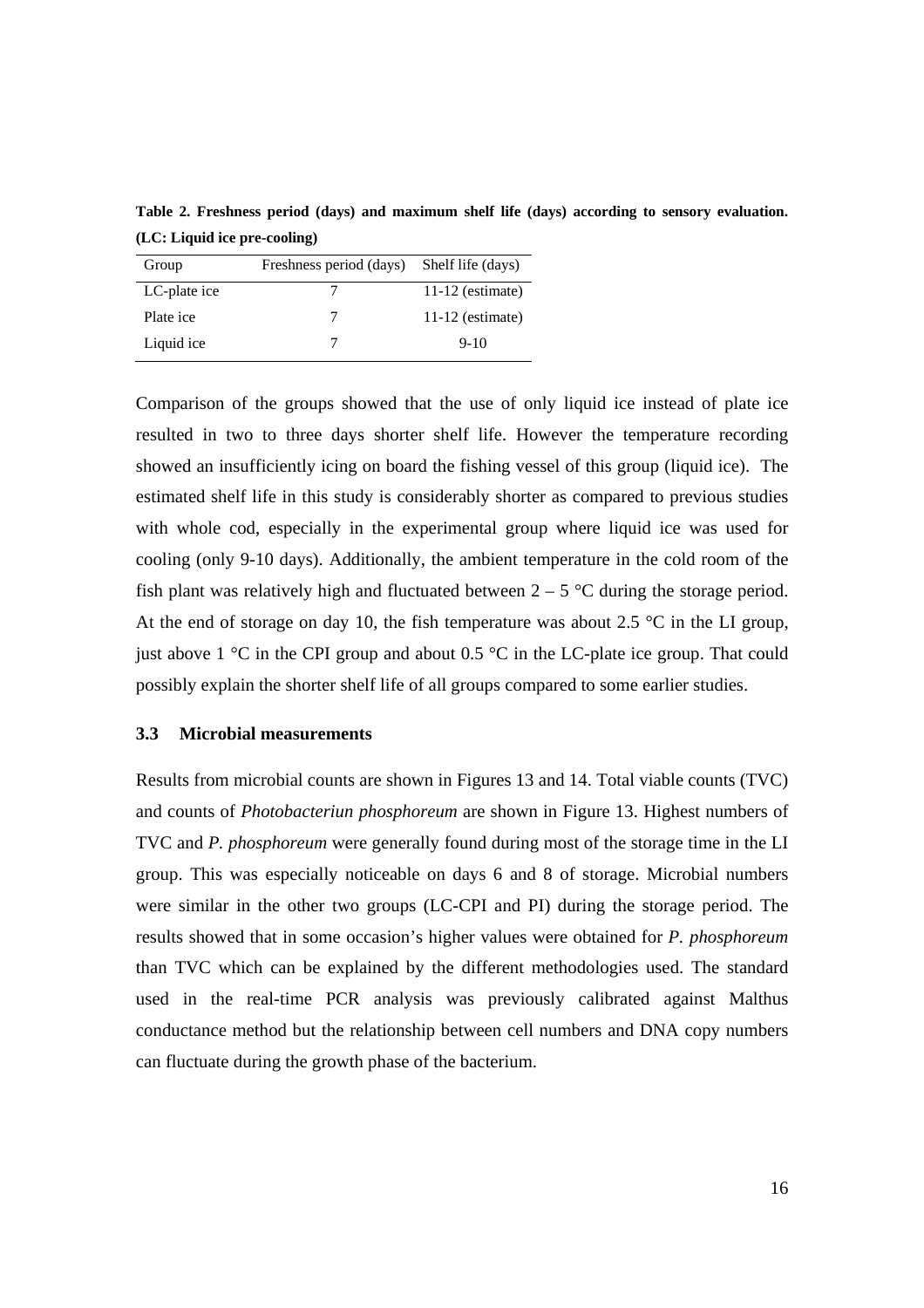**Table 2. Freshness period (days) and maximum shelf life (days) according to sensory evaluation. (LC: Liquid ice pre-cooling)**

| Group | Freshness period (days) | Shelf life (days) |
|---|---|---|
| LC-plate ice | 7 | 11-12 (estimate) |
| Plate ice | 7 | 11-12 (estimate) |
| Liquid ice | 7 | 9-10 |

Comparison of the groups showed that the use of only liquid ice instead of plate ice resulted in two to three days shorter shelf life. However the temperature recording showed an insufficiently icing on board the fishing vessel of this group (liquid ice). The estimated shelf life in this study is considerably shorter as compared to previous studies with whole cod, especially in the experimental group where liquid ice was used for cooling (only 9-10 days). Additionally, the ambient temperature in the cold room of the fish plant was relatively high and fluctuated between 2 – 5 °C during the storage period. At the end of storage on day 10, the fish temperature was about 2.5 °C in the LI group, just above 1 °C in the CPI group and about 0.5 °C in the LC-plate ice group. That could possibly explain the shorter shelf life of all groups compared to some earlier studies.

### 3.3 Microbial measurements

Results from microbial counts are shown in Figures 13 and 14. Total viable counts (TVC) and counts of *Photobacteriun phosphoreum* are shown in Figure 13. Highest numbers of TVC and *P. phosphoreum* were generally found during most of the storage time in the LI group. This was especially noticeable on days 6 and 8 of storage. Microbial numbers were similar in the other two groups (LC-CPI and PI) during the storage period. The results showed that in some occasion's higher values were obtained for *P. phosphoreum* than TVC which can be explained by the different methodologies used. The standard used in the real-time PCR analysis was previously calibrated against Malthus conductance method but the relationship between cell numbers and DNA copy numbers can fluctuate during the growth phase of the bacterium.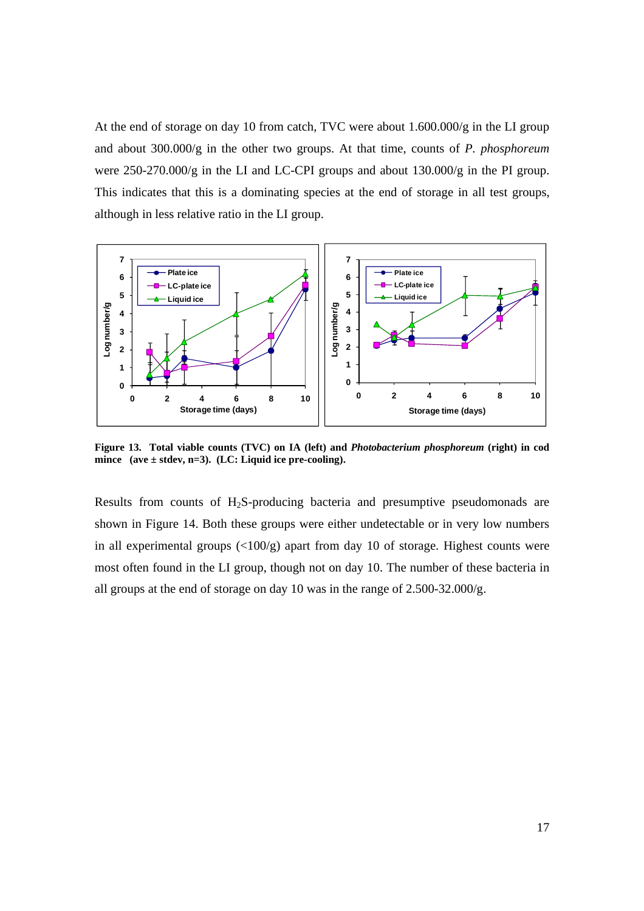At the end of storage on day 10 from catch, TVC were about 1.600.000/g in the LI group and about 300.000/g in the other two groups. At that time, counts of *P. phosphoreum* were 250-270.000/g in the LI and LC-CPI groups and about 130.000/g in the PI group. This indicates that this is a dominating species at the end of storage in all test groups, although in less relative ratio in the LI group.

**Figure 13. Total viable counts (TVC) on IA (left) and *Photobacterium phosphoreum* (right) in cod mince (ave ± stdev, n=3). (LC: Liquid ice pre-cooling).**

Results from counts of $H_2S$-producing bacteria and presumptive pseudomonads are shown in Figure 14. Both these groups were either undetectable or in very low numbers in all experimental groups (<100/g) apart from day 10 of storage. Highest counts were most often found in the LI group, though not on day 10. The number of these bacteria in all groups at the end of storage on day 10 was in the range of 2.500-32.000/g.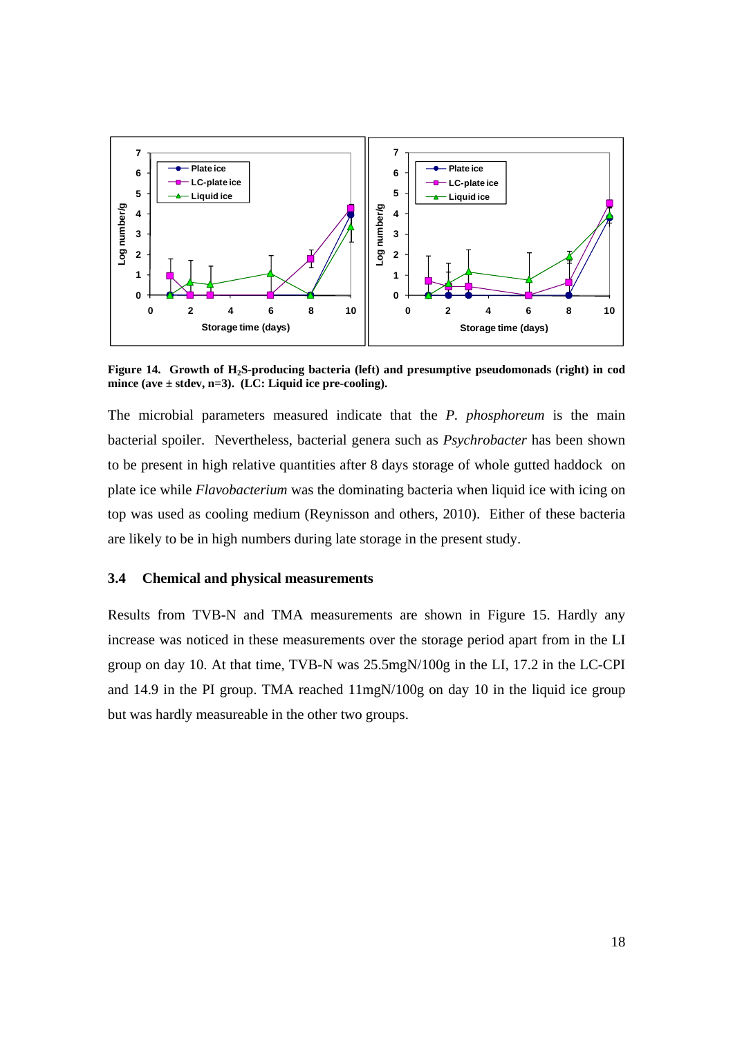**Figure 14. Growth of $H_2S$-producing bacteria (left) and presumptive pseudomonads (right) in cod mince (ave ± stdev, n=3). (LC: Liquid ice pre-cooling).**

The microbial parameters measured indicate that the *P. phosphoreum* is the main bacterial spoiler. Nevertheless, bacterial genera such as *Psychrobacter* has been shown to be present in high relative quantities after 8 days storage of whole gutted haddock on plate ice while *Flavobacterium* was the dominating bacteria when liquid ice with icing on top was used as cooling medium (Reynisson and others, 2010). Either of these bacteria are likely to be in high numbers during late storage in the present study.

### 3.4 Chemical and physical measurements

Results from TVB-N and TMA measurements are shown in Figure 15. Hardly any increase was noticed in these measurements over the storage period apart from in the LI group on day 10. At that time, TVB-N was 25.5mgN/100g in the LI, 17.2 in the LC-CPI and 14.9 in the PI group. TMA reached 11mgN/100g on day 10 in the liquid ice group but was hardly measureable in the other two groups.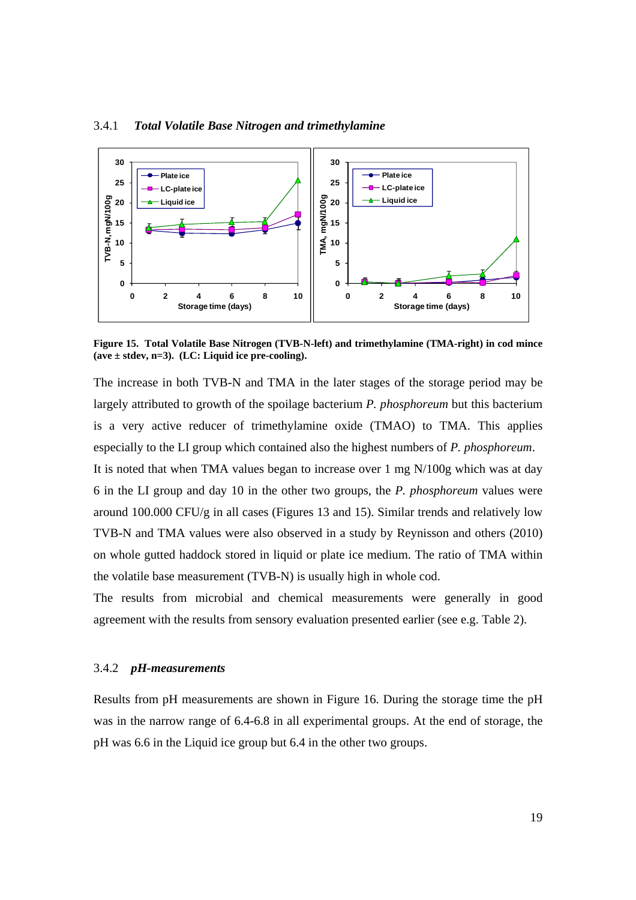### 3.4.1 *Total Volatile Base Nitrogen and trimethylamine*

**Figure 15. Total Volatile Base Nitrogen (TVB-N-left) and trimethylamine (TMA-right) in cod mince (ave ± stdev, n=3). (LC: Liquid ice pre-cooling).**

The increase in both TVB-N and TMA in the later stages of the storage period may be largely attributed to growth of the spoilage bacterium *P. phosphoreum* but this bacterium is a very active reducer of trimethylamine oxide (TMAO) to TMA. This applies especially to the LI group which contained also the highest numbers of *P. phosphoreum*. It is noted that when TMA values began to increase over 1 mg N/100g which was at day 6 in the LI group and day 10 in the other two groups, the *P. phosphoreum* values were around 100.000 CFU/g in all cases (Figures 13 and 15). Similar trends and relatively low TVB-N and TMA values were also observed in a study by Reynisson and others (2010) on whole gutted haddock stored in liquid or plate ice medium. The ratio of TMA within the volatile base measurement (TVB-N) is usually high in whole cod.

The results from microbial and chemical measurements were generally in good agreement with the results from sensory evaluation presented earlier (see e.g. Table 2).

### 3.4.2 *pH-measurements*

Results from pH measurements are shown in Figure 16. During the storage time the pH was in the narrow range of 6.4-6.8 in all experimental groups. At the end of storage, the pH was 6.6 in the Liquid ice group but 6.4 in the other two groups.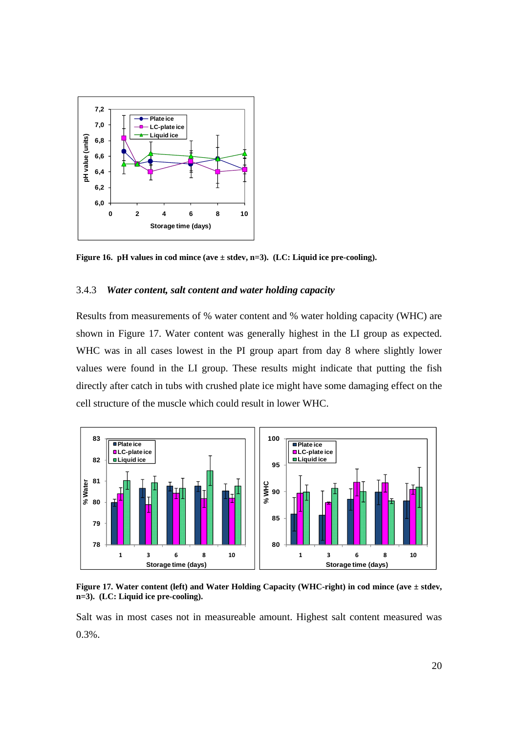Figure 16. pH values in cod mince (ave ± stdev, n=3). (LC: Liquid ice pre-cooling).

### 3.4.3 *Water content, salt content and water holding capacity*

Results from measurements of % water content and % water holding capacity (WHC) are shown in Figure 17. Water content was generally highest in the LI group as expected. WHC was in all cases lowest in the PI group apart from day 8 where slightly lower values were found in the LI group. These results might indicate that putting the fish directly after catch in tubs with crushed plate ice might have some damaging effect on the cell structure of the muscle which could result in lower WHC.

**Figure 17. Water content (left) and Water Holding Capacity (WHC-right) in cod mince (ave ± stdev, n=3). (LC: Liquid ice pre-cooling).**

Salt was in most cases not in measureable amount. Highest salt content measured was 0.3%.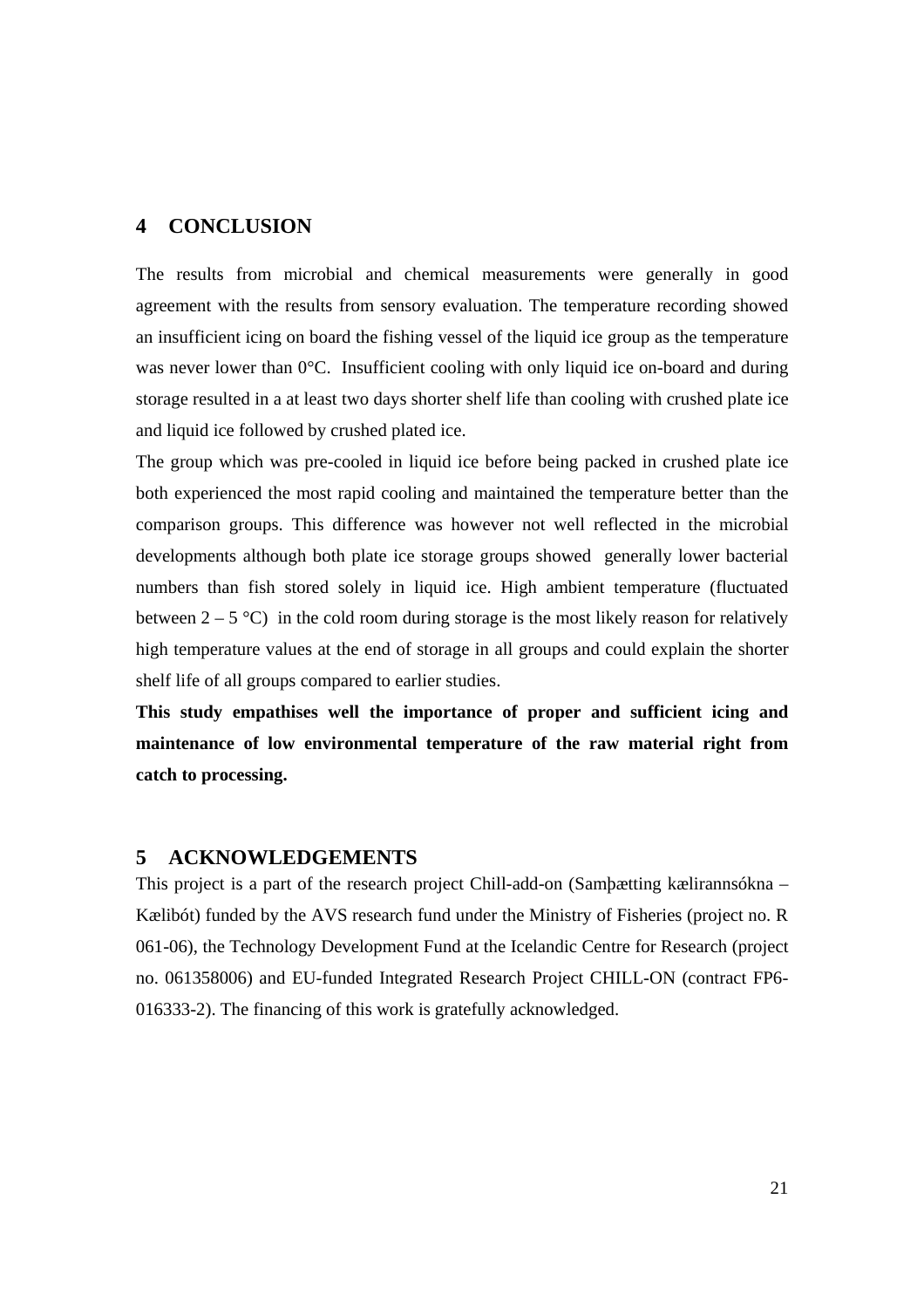# 4 CONCLUSION

The results from microbial and chemical measurements were generally in good agreement with the results from sensory evaluation. The temperature recording showed an insufficient icing on board the fishing vessel of the liquid ice group as the temperature was never lower than 0°C. Insufficient cooling with only liquid ice on-board and during storage resulted in a at least two days shorter shelf life than cooling with crushed plate ice and liquid ice followed by crushed plated ice.

The group which was pre-cooled in liquid ice before being packed in crushed plate ice both experienced the most rapid cooling and maintained the temperature better than the comparison groups. This difference was however not well reflected in the microbial developments although both plate ice storage groups showed generally lower bacterial numbers than fish stored solely in liquid ice. High ambient temperature (fluctuated between 2 – 5 °C) in the cold room during storage is the most likely reason for relatively high temperature values at the end of storage in all groups and could explain the shorter shelf life of all groups compared to earlier studies.

**This study empathises well the importance of proper and sufficient icing and maintenance of low environmental temperature of the raw material right from catch to processing.**

# 5 ACKNOWLEDGEMENTS

This project is a part of the research project Chill-add-on (Samþætting kælirannsókna – Kælibót) funded by the AVS research fund under the Ministry of Fisheries (project no. R 061-06), the Technology Development Fund at the Icelandic Centre for Research (project no. 061358006) and EU-funded Integrated Research Project CHILL-ON (contract FP6-016333-2). The financing of this work is gratefully acknowledged.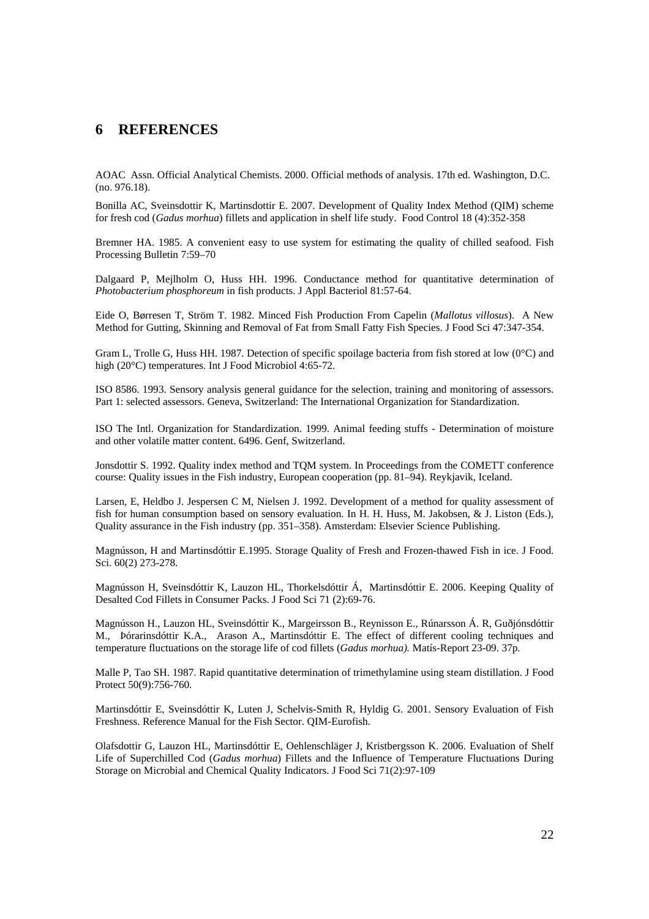# 6 REFERENCES

AOAC Assn. Official Analytical Chemists. 2000. Official methods of analysis. 17th ed. Washington, D.C. (no. 976.18).

Bonilla AC, Sveinsdottir K, Martinsdottir E. 2007. Development of Quality Index Method (QIM) scheme for fresh cod (*Gadus morhua*) fillets and application in shelf life study. Food Control 18 (4):352-358

Bremner HA. 1985. A convenient easy to use system for estimating the quality of chilled seafood. Fish Processing Bulletin 7:59–70

Dalgaard P, Mejlholm O, Huss HH. 1996. Conductance method for quantitative determination of *Photobacterium phosphoreum* in fish products. J Appl Bacteriol 81:57-64.

Eide O, Børresen T, Ström T. 1982. Minced Fish Production From Capelin (*Mallotus villosus*). A New Method for Gutting, Skinning and Removal of Fat from Small Fatty Fish Species. J Food Sci 47:347-354.

Gram L, Trolle G, Huss HH. 1987. Detection of specific spoilage bacteria from fish stored at low (0°C) and high (20°C) temperatures. Int J Food Microbiol 4:65-72.

ISO 8586. 1993. Sensory analysis general guidance for the selection, training and monitoring of assessors. Part 1: selected assessors. Geneva, Switzerland: The International Organization for Standardization.

ISO The Intl. Organization for Standardization. 1999. Animal feeding stuffs - Determination of moisture and other volatile matter content. 6496. Genf, Switzerland.

Jonsdottir S. 1992. Quality index method and TQM system. In Proceedings from the COMETT conference course: Quality issues in the Fish industry, European cooperation (pp. 81–94). Reykjavik, Iceland.

Larsen, E, Heldbo J. Jespersen C M, Nielsen J. 1992. Development of a method for quality assessment of fish for human consumption based on sensory evaluation. In H. H. Huss, M. Jakobsen, & J. Liston (Eds.), Quality assurance in the Fish industry (pp. 351–358). Amsterdam: Elsevier Science Publishing.

Magnússon, H and Martinsdóttir E.1995. Storage Quality of Fresh and Frozen-thawed Fish in ice. J Food. Sci. 60(2) 273-278.

Magnússon H, Sveinsdóttir K, Lauzon HL, Thorkelsdóttir Á, Martinsdóttir E. 2006. Keeping Quality of Desalted Cod Fillets in Consumer Packs. J Food Sci 71 (2):69-76.

Magnússon H., Lauzon HL, Sveinsdóttir K., Margeirsson B., Reynisson E., Rúnarsson Á. R, Guðjónsdóttir M., Þórarinsdóttir K.A., Arason A., Martinsdóttir E. The effect of different cooling techniques and temperature fluctuations on the storage life of cod fillets (*Gadus morhua).* Matís-Report 23-09. 37p.

Malle P, Tao SH. 1987. Rapid quantitative determination of trimethylamine using steam distillation. J Food Protect 50(9):756-760.

Martinsdóttir E, Sveinsdóttir K, Luten J, Schelvis-Smith R, Hyldig G. 2001. Sensory Evaluation of Fish Freshness. Reference Manual for the Fish Sector. QIM-Eurofish.

Olafsdottir G, Lauzon HL, Martinsdóttir E, Oehlenschläger J, Kristbergsson K. 2006. Evaluation of Shelf Life of Superchilled Cod (*Gadus morhua*) Fillets and the Influence of Temperature Fluctuations During Storage on Microbial and Chemical Quality Indicators. J Food Sci 71(2):97-109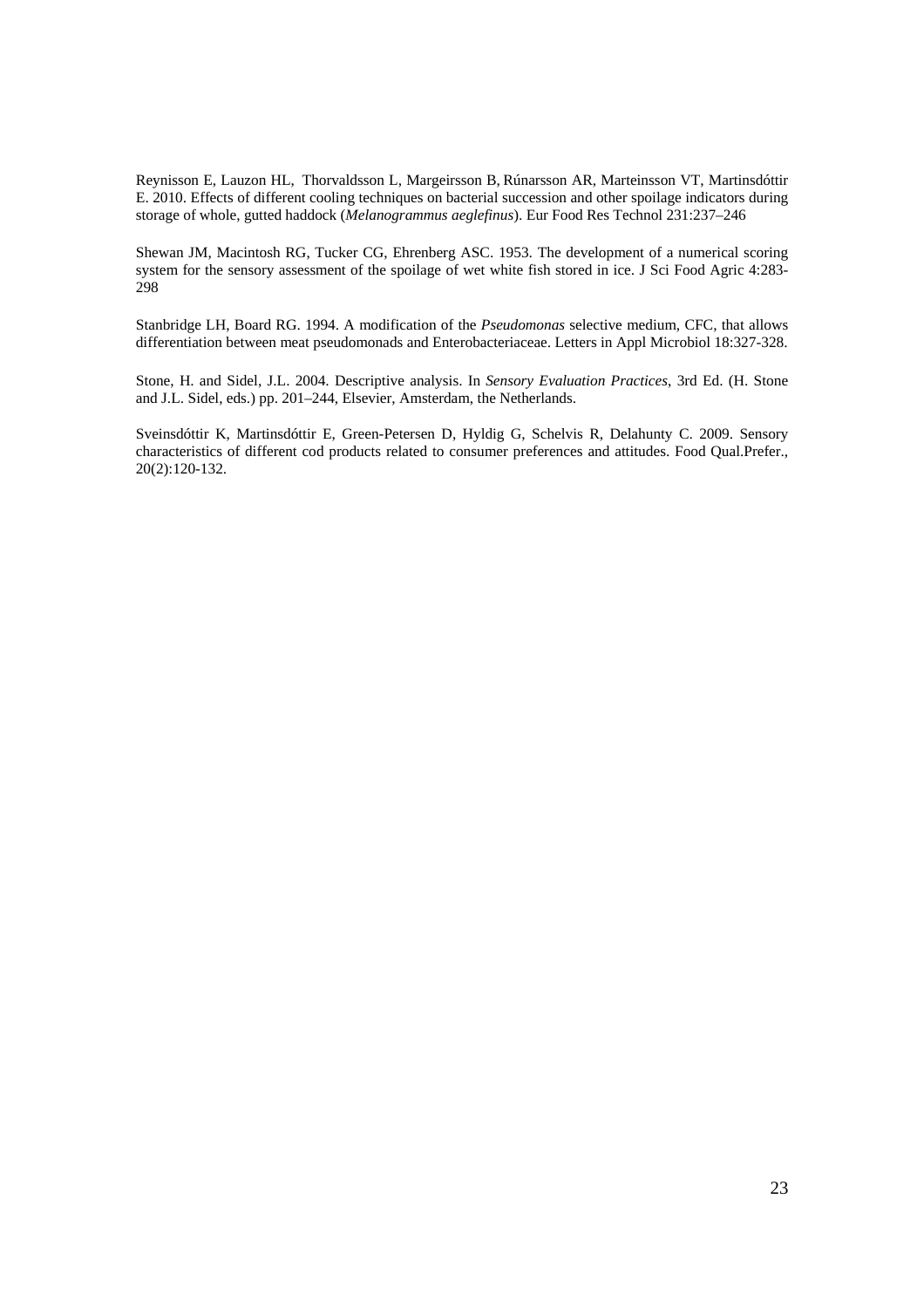Reynisson E, Lauzon HL, Thorvaldsson L, Margeirsson B, Rúnarsson AR, Marteinsson VT, Martinsdóttir E. 2010. Effects of different cooling techniques on bacterial succession and other spoilage indicators during storage of whole, gutted haddock (*Melanogrammus aeglefinus*). Eur Food Res Technol 231:237–246

Shewan JM, Macintosh RG, Tucker CG, Ehrenberg ASC. 1953. The development of a numerical scoring system for the sensory assessment of the spoilage of wet white fish stored in ice. J Sci Food Agric 4:283-298

Stanbridge LH, Board RG. 1994. A modification of the *Pseudomonas* selective medium, CFC, that allows differentiation between meat pseudomonads and Enterobacteriaceae. Letters in Appl Microbiol 18:327-328.

Stone, H. and Sidel, J.L. 2004. Descriptive analysis. In *Sensory Evaluation Practices*, 3rd Ed. (H. Stone and J.L. Sidel, eds.) pp. 201–244, Elsevier, Amsterdam, the Netherlands.

Sveinsdóttir K, Martinsdóttir E, Green-Petersen D, Hyldig G, Schelvis R, Delahunty C. 2009. Sensory characteristics of different cod products related to consumer preferences and attitudes. Food Qual.Prefer., 20(2):120-132.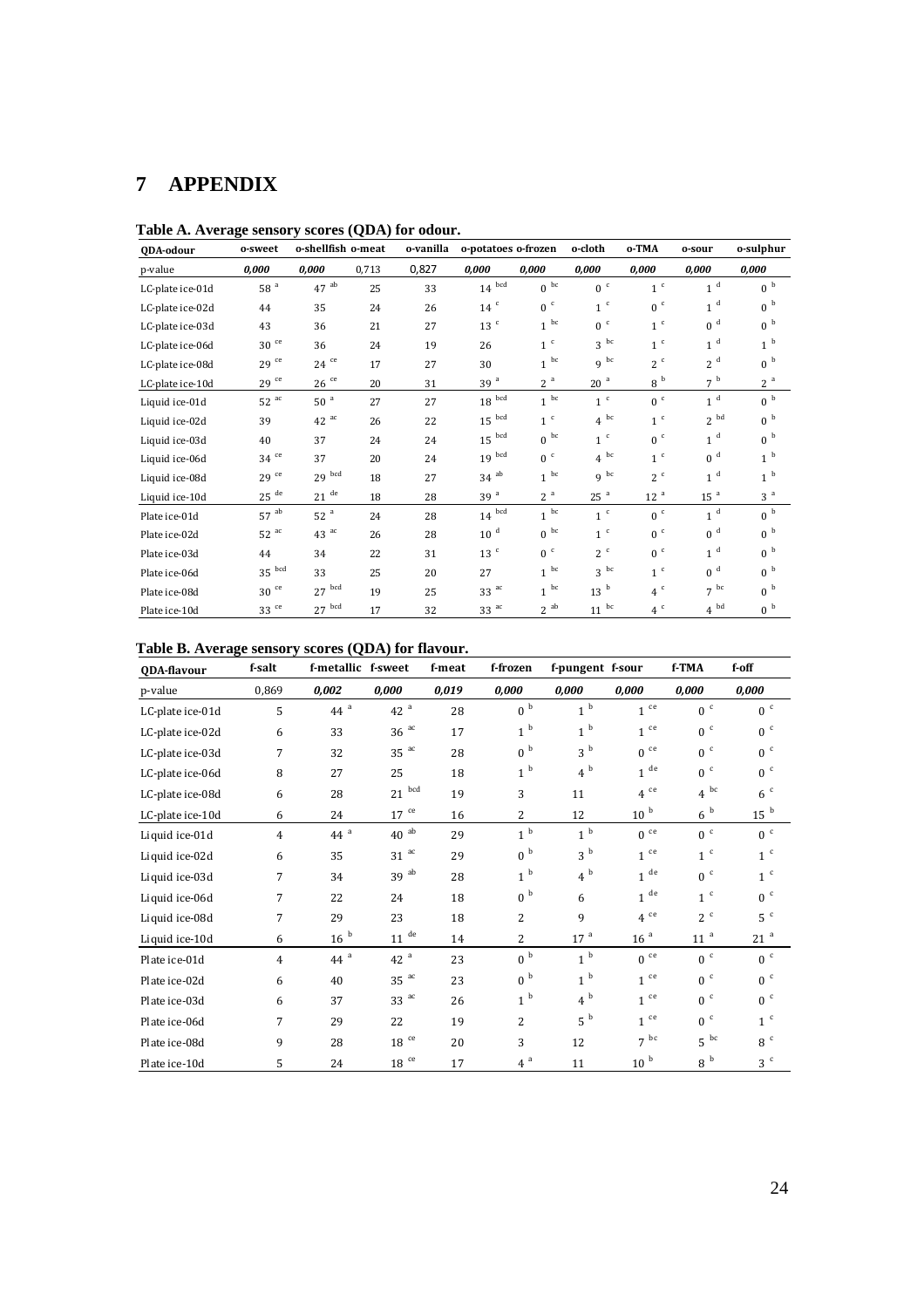# 7 APPENDIX

**Table A. Average sensory scores (QDA) for odour.**

| QDA-odour | o-sweet | o-shellfish | o-meat | o-vanilla | o-potatoes | o-frozen | o-cloth | o-TMA | o-sour | o-sulphur |
|---|---|---|---|---|---|---|---|---|---|---|
| p-value | *0,000* | *0,000* | 0,713 | 0,827 | *0,000* | *0,000* | *0,000* | *0,000* | *0,000* | *0,000* |
| LC-plate ice-01d | 58 a | 47 ab | 25 | 33 | 14 bcd | 0 bc | 0 c | 1 c | 1 d | 0 b |
| LC-plate ice-02d | 44 | 35 | 24 | 26 | 14 c | 0 c | 1 c | 0 c | 1 d | 0 b |
| LC-plate ice-03d | 43 | 36 | 21 | 27 | 13 c | 1 bc | 0 c | 1 c | 0 d | 0 b |
| LC-plate ice-06d | 30 ce | 36 | 24 | 19 | 26 | 1 c | 3 bc | 1 c | 1 d | 1 b |
| LC-plate ice-08d | 29 ce | 24 ce | 17 | 27 | 30 | 1 bc | 9 bc | 2 c | 2 d | 0 b |
| LC-plate ice-10d | 29 ce | 26 ce | 20 | 31 | 39 a | 2 a | 20 a | 8 b | 7 b | 2 a |
| Liquid ice-01d | 52 ac | 50 a | 27 | 27 | 18 bcd | 1 bc | 1 c | 0 c | 1 d | 0 b |
| Liquid ice-02d | 39 | 42 ac | 26 | 22 | 15 bcd | 1 c | 4 bc | 1 c | 2 bd | 0 b |
| Liquid ice-03d | 40 | 37 | 24 | 24 | 15 bcd | 0 bc | 1 c | 0 c | 1 d | 0 b |
| Liquid ice-06d | 34 ce | 37 | 20 | 24 | 19 bcd | 0 c | 4 bc | 1 c | 0 d | 1 b |
| Liquid ice-08d | 29 ce | 29 bcd | 18 | 27 | 34 ab | 1 bc | 9 bc | 2 c | 1 d | 1 b |
| Liquid ice-10d | 25 de | 21 de | 18 | 28 | 39 a | 2 a | 25 a | 12 a | 15 a | 3 a |
| Plate ice-01d | 57 ab | 52 a | 24 | 28 | 14 bcd | 1 bc | 1 c | 0 c | 1 d | 0 b |
| Plate ice-02d | 52 ac | 43 ac | 26 | 28 | 10 d | 0 bc | 1 c | 0 c | 0 d | 0 b |
| Plate ice-03d | 44 | 34 | 22 | 31 | 13 c | 0 c | 2 c | 0 c | 1 d | 0 b |
| Plate ice-06d | 35 bcd | 33 | 25 | 20 | 27 | 1 bc | 3 bc | 1 c | 0 d | 0 b |
| Plate ice-08d | 30 ce | 27 bcd | 19 | 25 | 33 ac | 1 bc | 13 b | 4 c | 7 bc | 0 b |
| Plate ice-10d | 33 ce | 27 bcd | 17 | 32 | 33 ac | 2 ab | 11 bc | 4 c | 4 bd | 0 b |

**Table B. Average sensory scores (QDA) for flavour.**

| QDA-flavour | f-salt | f-metallic | f-sweet | f-meat | f-frozen | f-pungent | f-sour | f-TMA | f-off |
|---|---|---|---|---|---|---|---|---|---|
| p-value | 0,869 | *0,002* | *0,000* | *0,019* | *0,000* | *0,000* | *0,000* | *0,000* | *0,000* |
| LC-plate ice-01d | 5 | 44 a | 42 a | 28 | 0 b | 1 b | 1 ce | 0 c | 0 c |
| LC-plate ice-02d | 6 | 33 | 36 ac | 17 | 1 b | 1 b | 1 ce | 0 c | 0 c |
| LC-plate ice-03d | 7 | 32 | 35 ac | 28 | 0 b | 3 b | 0 ce | 0 c | 0 c |
| LC-plate ice-06d | 8 | 27 | 25 | 18 | 1 b | 4 b | 1 de | 0 c | 0 c |
| LC-plate ice-08d | 6 | 28 | 21 bcd | 19 | 3 | 11 | 4 ce | 4 bc | 6 c |
| LC-plate ice-10d | 6 | 24 | 17 ce | 16 | 2 | 12 | 10 b | 6 b | 15 b |
| Liquid ice-01d | 4 | 44 a | 40 ab | 29 | 1 b | 1 b | 0 ce | 0 c | 0 c |
| Liquid ice-02d | 6 | 35 | 31 ac | 29 | 0 b | 3 b | 1 ce | 1 c | 1 c |
| Liquid ice-03d | 7 | 34 | 39 ab | 28 | 1 b | 4 b | 1 de | 0 c | 1 c |
| Liquid ice-06d | 7 | 22 | 24 | 18 | 0 b | 6 | 1 de | 1 c | 0 c |
| Liquid ice-08d | 7 | 29 | 23 | 18 | 2 | 9 | 4 ce | 2 c | 5 c |
| Liquid ice-10d | 6 | 16 b | 11 de | 14 | 2 | 17 a | 16 a | 11 a | 21 a |
| Plate ice-01d | 4 | 44 a | 42 a | 23 | 0 b | 1 b | 0 ce | 0 c | 0 c |
| Plate ice-02d | 6 | 40 | 35 ac | 23 | 0 b | 1 b | 1 ce | 0 c | 0 c |
| Plate ice-03d | 6 | 37 | 33 ac | 26 | 1 b | 4 b | 1 ce | 0 c | 0 c |
| Plate ice-06d | 7 | 29 | 22 | 19 | 2 | 5 b | 1 ce | 0 c | 1 c |
| Plate ice-08d | 9 | 28 | 18 ce | 20 | 3 | 12 | 7 bc | 5 bc | 8 c |
| Plate ice-10d | 5 | 24 | 18 ce | 17 | 4 a | 11 | 10 b | 8 b | 3 c |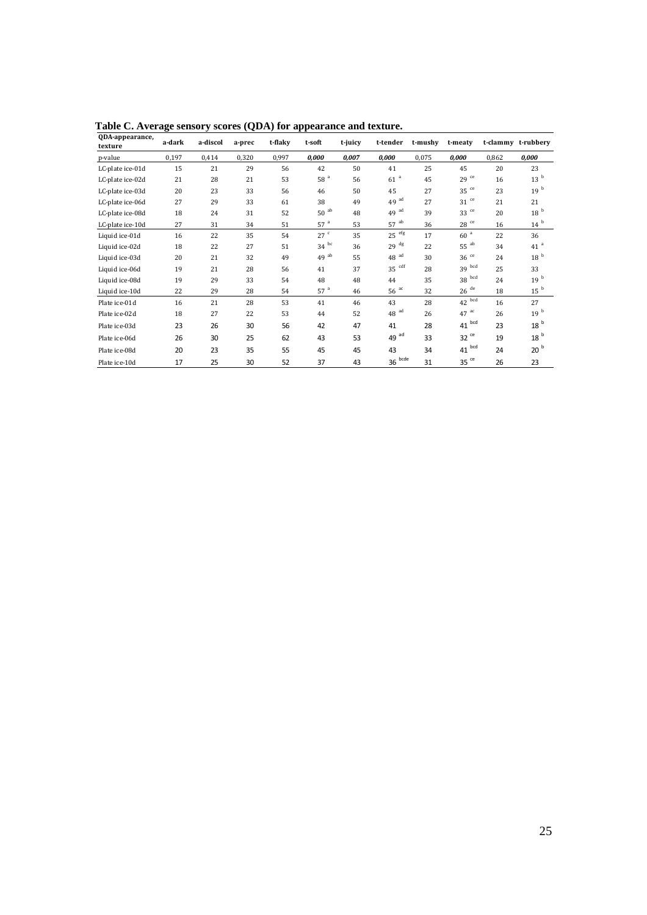**Table C. Average sensory scores (QDA) for appearance and texture.**

| QDA-appearance, texture | a-dark | a-discol | a-prec | t-flaky | t-soft | t-juicy | t-tender | t-mushy | t-meaty | t-clammy | t-rubbery |
|---|---|---|---|---|---|---|---|---|---|---|---|
| p-value | 0,197 | 0,414 | 0,320 | 0,997 | ***0,000*** | ***0,007*** | ***0,000*** | 0,075 | ***0,000*** | 0,862 | ***0,000*** |
| LC-plate ice-01d | 15 | 21 | 29 | 56 | 42 | 50 | 41 | 25 | 45 | 20 | 23 |
| LC-plate ice-02d | 21 | 28 | 21 | 53 | 58 [a] | 56 | 61 [a] | 45 | 29 [ce] | 16 | 13 [b] |
| LC-plate ice-03d | 20 | 23 | 33 | 56 | 46 | 50 | 45 | 27 | 35 [ce] | 23 | 19 [b] |
| LC-plate ice-06d | 27 | 29 | 33 | 61 | 38 | 49 | 49 [ad] | 27 | 31 [ce] | 21 | 21 |
| LC-plate ice-08d | 18 | 24 | 31 | 52 | 50 [ab] | 48 | 49 [ad] | 39 | 33 [ce] | 20 | 18 [b] |
| LC-plate ice-10d | 27 | 31 | 34 | 51 | 57 [a] | 53 | 57 [ab] | 36 | 28 [ce] | 16 | 14 [b] |
| Liquid ice-01d | 16 | 22 | 35 | 54 | 27 [c] | 35 | 25 [efg] | 17 | 60 [a] | 22 | 36 |
| Liquid ice-02d | 18 | 22 | 27 | 51 | 34 [bc] | 36 | 29 [dg] | 22 | 55 [ab] | 34 | 41 [a] |
| Liquid ice-03d | 20 | 21 | 32 | 49 | 49 [ab] | 55 | 48 [ad] | 30 | 36 [ce] | 24 | 18 [b] |
| Liquid ice-06d | 19 | 21 | 28 | 56 | 41 | 37 | 35 [cdf] | 28 | 39 [bcd] | 25 | 33 |
| Liquid ice-08d | 19 | 29 | 33 | 54 | 48 | 48 | 44 | 35 | 38 [bcd] | 24 | 19 [b] |
| Liquid ice-10d | 22 | 29 | 28 | 54 | 57 [a] | 46 | 56 [ac] | 32 | 26 [de] | 18 | 15 [b] |
| Plate ice-01d | 16 | 21 | 28 | 53 | 41 | 46 | 43 | 28 | 42 [bcd] | 16 | 27 |
| Plate ice-02d | 18 | 27 | 22 | 53 | 44 | 52 | 48 [ad] | 26 | 47 [ac] | 26 | 19 [b] |
| Plate ice-03d | 23 | 26 | 30 | 56 | 42 | 47 | 41 | 28 | 41 [bcd] | 23 | 18 [b] |
| Plate ice-06d | 26 | 30 | 25 | 62 | 43 | 53 | 49 [ad] | 33 | 32 [ce] | 19 | 18 [b] |
| Plate ice-08d | 20 | 23 | 35 | 55 | 45 | 45 | 43 | 34 | 41 [bcd] | 24 | 20 [b] |
| Plate ice-10d | 17 | 25 | 30 | 52 | 37 | 43 | 36 [bcde] | 31 | 35 [ce] | 26 | 23 |